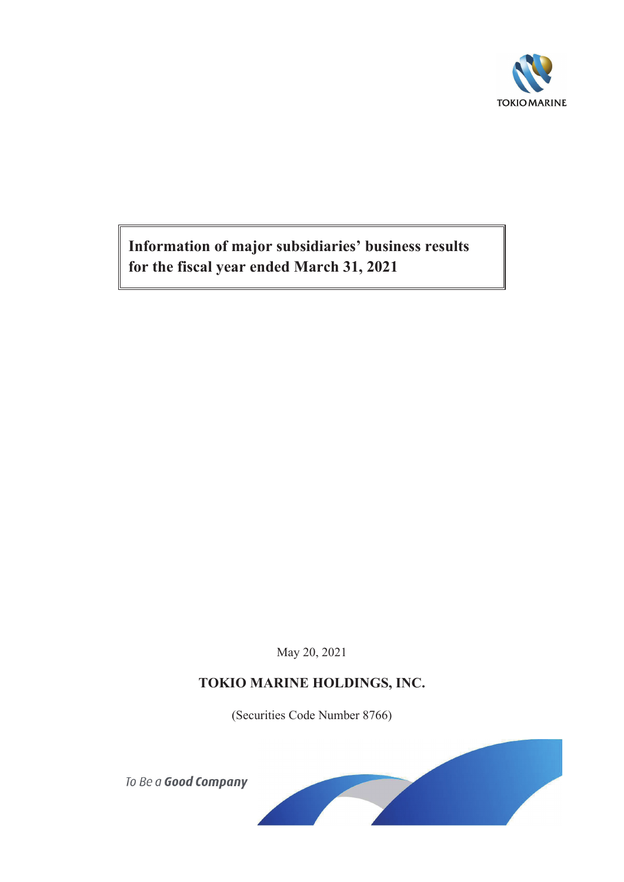TOKIO MARINE

# Information of major subsidiaries' business results for the fiscal year ended March 31, 2021

May 20, 2021

**TOKIO MARINE HOLDINGS, INC.**

(Securities Code Number 8766)

*To Be a* ***Good Company***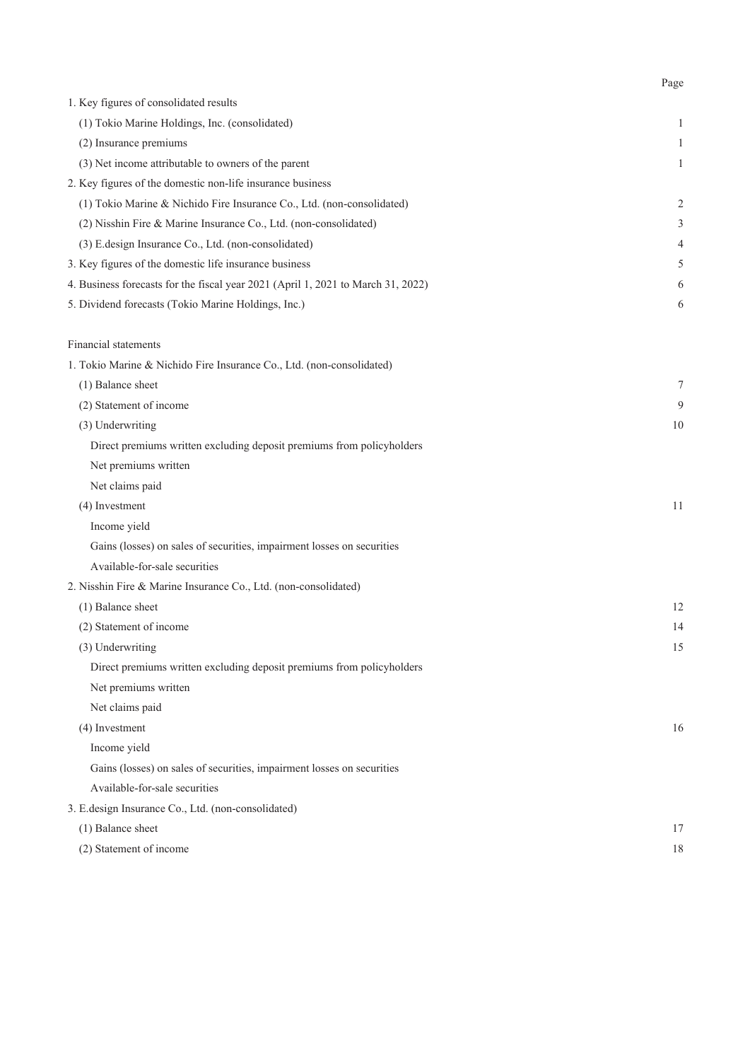| | Page |
|---|---|
| 1. Key figures of consolidated results | |
| (1) Tokio Marine Holdings, Inc. (consolidated) | 1 |
| (2) Insurance premiums | 1 |
| (3) Net income attributable to owners of the parent | 1 |
| 2. Key figures of the domestic non-life insurance business | |
| (1) Tokio Marine & Nichido Fire Insurance Co., Ltd. (non-consolidated) | 2 |
| (2) Nisshin Fire & Marine Insurance Co., Ltd. (non-consolidated) | 3 |
| (3) E.design Insurance Co., Ltd. (non-consolidated) | 4 |
| 3. Key figures of the domestic life insurance business | 5 |
| 4. Business forecasts for the fiscal year 2021 (April 1, 2021 to March 31, 2022) | 6 |
| 5. Dividend forecasts (Tokio Marine Holdings, Inc.) | 6 |
| | |
| Financial statements | |
| 1. Tokio Marine & Nichido Fire Insurance Co., Ltd. (non-consolidated) | |
| (1) Balance sheet | 7 |
| (2) Statement of income | 9 |
| (3) Underwriting | 10 |
| Direct premiums written excluding deposit premiums from policyholders | |
| Net premiums written | |
| Net claims paid | |
| (4) Investment | 11 |
| Income yield | |
| Gains (losses) on sales of securities, impairment losses on securities | |
| Available-for-sale securities | |
| 2. Nisshin Fire & Marine Insurance Co., Ltd. (non-consolidated) | |
| (1) Balance sheet | 12 |
| (2) Statement of income | 14 |
| (3) Underwriting | 15 |
| Direct premiums written excluding deposit premiums from policyholders | |
| Net premiums written | |
| Net claims paid | |
| (4) Investment | 16 |
| Income yield | |
| Gains (losses) on sales of securities, impairment losses on securities | |
| Available-for-sale securities | |
| 3. E.design Insurance Co., Ltd. (non-consolidated) | |
| (1) Balance sheet | 17 |
| (2) Statement of income | 18 |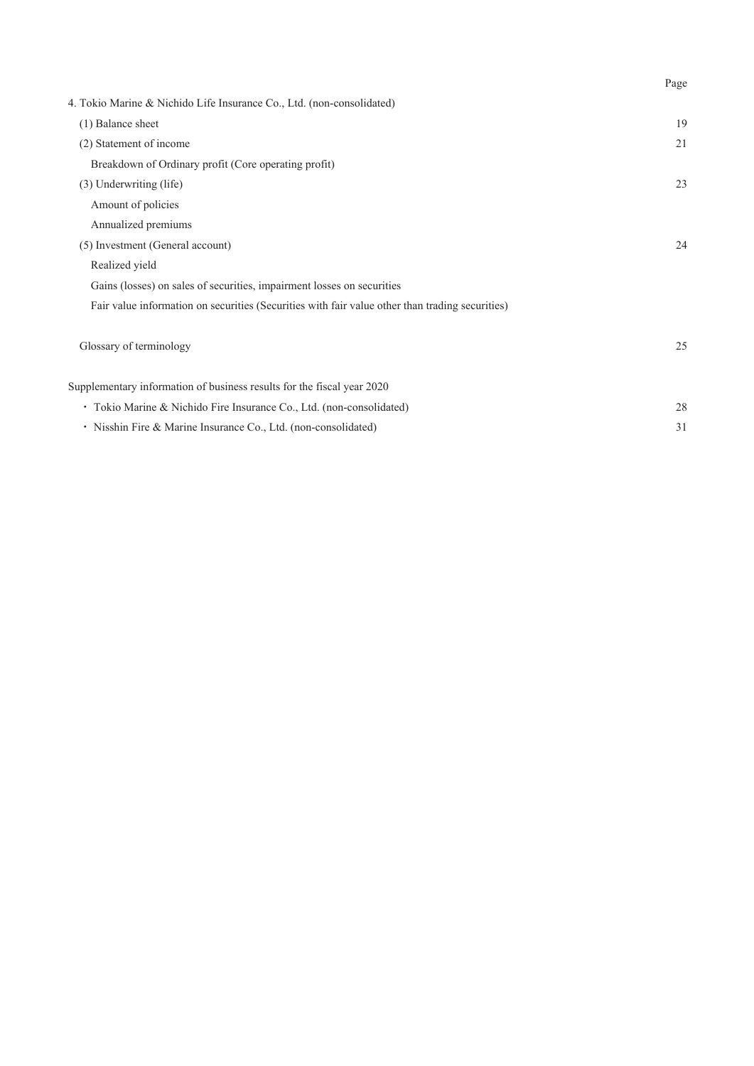| | Page |
|---|---|
| 4. Tokio Marine & Nichido Life Insurance Co., Ltd. (non-consolidated) | |
| (1) Balance sheet | 19 |
| (2) Statement of income | 21 |
| Breakdown of Ordinary profit (Core operating profit) | |
| (3) Underwriting (life) | 23 |
| Amount of policies | |
| Annualized premiums | |
| (5) Investment (General account) | 24 |
| Realized yield | |
| Gains (losses) on sales of securities, impairment losses on securities | |
| Fair value information on securities (Securities with fair value other than trading securities) | |
| | |
| Glossary of terminology | 25 |
| | |
| Supplementary information of business results for the fiscal year 2020 | |
| ・ Tokio Marine & Nichido Fire Insurance Co., Ltd. (non-consolidated) | 28 |
| ・ Nisshin Fire & Marine Insurance Co., Ltd. (non-consolidated) | 31 |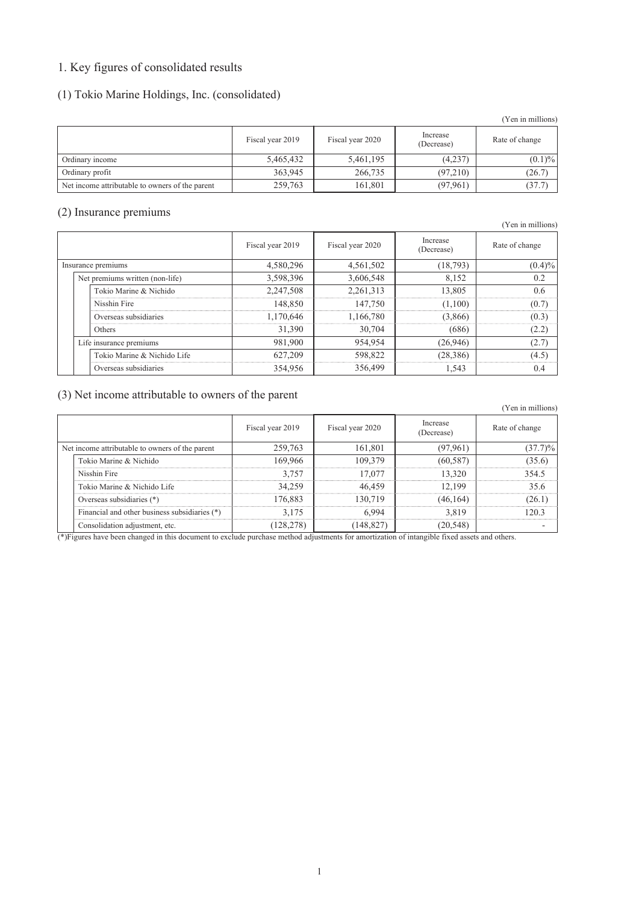# 1. Key figures of consolidated results

## (1) Tokio Marine Holdings, Inc. (consolidated)

(Yen in millions)

| | Fiscal year 2019 | Fiscal year 2020 | Increase (Decrease) | Rate of change |
|---|---|---|---|---|
| Ordinary income | 5,465,432 | 5,461,195 | (4,237) | (0.1)% |
| Ordinary profit | 363,945 | 266,735 | (97,210) | (26.7) |
| Net income attributable to owners of the parent | 259,763 | 161,801 | (97,961) | (37.7) |

## (2) Insurance premiums

(Yen in millions)

| | Fiscal year 2019 | Fiscal year 2020 | Increase (Decrease) | Rate of change |
|---|---|---|---|---|
| Insurance premiums | 4,580,296 | 4,561,502 | (18,793) | (0.4)% |
| Net premiums written (non-life) | 3,598,396 | 3,606,548 | 8,152 | 0.2 |
| Tokio Marine & Nichido | 2,247,508 | 2,261,313 | 13,805 | 0.6 |
| Nisshin Fire | 148,850 | 147,750 | (1,100) | (0.7) |
| Overseas subsidiaries | 1,170,646 | 1,166,780 | (3,866) | (0.3) |
| Others | 31,390 | 30,704 | (686) | (2.2) |
| Life insurance premiums | 981,900 | 954,954 | (26,946) | (2.7) |
| Tokio Marine & Nichido Life | 627,209 | 598,822 | (28,386) | (4.5) |
| Overseas subsidiaries | 354,956 | 356,499 | 1,543 | 0.4 |

## (3) Net income attributable to owners of the parent

(Yen in millions)

| | Fiscal year 2019 | Fiscal year 2020 | Increase (Decrease) | Rate of change |
|---|---|---|---|---|
| Net income attributable to owners of the parent | 259,763 | 161,801 | (97,961) | (37.7)% |
| Tokio Marine & Nichido | 169,966 | 109,379 | (60,587) | (35.6) |
| Nisshin Fire | 3,757 | 17,077 | 13,320 | 354.5 |
| Tokio Marine & Nichido Life | 34,259 | 46,459 | 12,199 | 35.6 |
| Overseas subsidiaries (*) | 176,883 | 130,719 | (46,164) | (26.1) |
| Financial and other business subsidiaries (*) | 3,175 | 6,994 | 3,819 | 120.3 |
| Consolidation adjustment, etc. | (128,278) | (148,827) | (20,548) | - |

(*)Figures have been changed in this document to exclude purchase method adjustments for amortization of intangible fixed assets and others.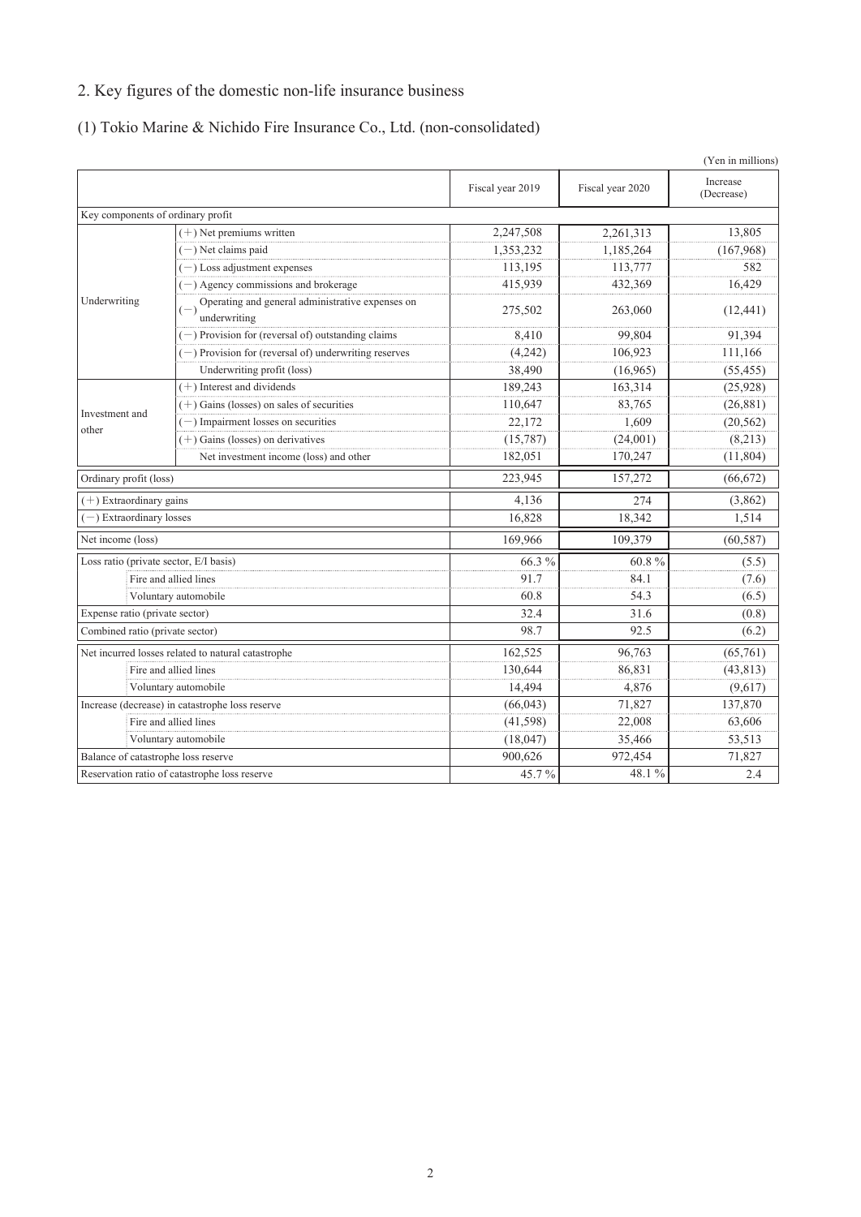## 2. Key figures of the domestic non-life insurance business

### (1) Tokio Marine & Nichido Fire Insurance Co., Ltd. (non-consolidated)

(Yen in millions)

| | | Fiscal year 2019 | Fiscal year 2020 | Increase (Decrease) |
|---|---|---|---|---|
| Key components of ordinary profit | | | | |
| Underwriting | (+) Net premiums written | 2,247,508 | 2,261,313 | 13,805 |
| | (−) Net claims paid | 1,353,232 | 1,185,264 | (167,968) |
| | (−) Loss adjustment expenses | 113,195 | 113,777 | 582 |
| | (−) Agency commissions and brokerage | 415,939 | 432,369 | 16,429 |
| | (−) Operating and general administrative expenses on underwriting | 275,502 | 263,060 | (12,441) |
| | (−) Provision for (reversal of) outstanding claims | 8,410 | 99,804 | 91,394 |
| | (−) Provision for (reversal of) underwriting reserves | (4,242) | 106,923 | 111,166 |
| | Underwriting profit (loss) | 38,490 | (16,965) | (55,455) |
| Investment and other | (+) Interest and dividends | 189,243 | 163,314 | (25,928) |
| | (+) Gains (losses) on sales of securities | 110,647 | 83,765 | (26,881) |
| | (−) Impairment losses on securities | 22,172 | 1,609 | (20,562) |
| | (+) Gains (losses) on derivatives | (15,787) | (24,001) | (8,213) |
| | Net investment income (loss) and other | 182,051 | 170,247 | (11,804) |
| Ordinary profit (loss) | | 223,945 | 157,272 | (66,672) |
| (+) Extraordinary gains | | 4,136 | 274 | (3,862) |
| (−) Extraordinary losses | | 16,828 | 18,342 | 1,514 |
| Net income (loss) | | 169,966 | 109,379 | (60,587) |
| Loss ratio (private sector, E/I basis) | | 66.3 % | 60.8 % | (5.5) |
| | Fire and allied lines | 91.7 | 84.1 | (7.6) |
| | Voluntary automobile | 60.8 | 54.3 | (6.5) |
| Expense ratio (private sector) | | 32.4 | 31.6 | (0.8) |
| Combined ratio (private sector) | | 98.7 | 92.5 | (6.2) |
| Net incurred losses related to natural catastrophe | | 162,525 | 96,763 | (65,761) |
| | Fire and allied lines | 130,644 | 86,831 | (43,813) |
| | Voluntary automobile | 14,494 | 4,876 | (9,617) |
| Increase (decrease) in catastrophe loss reserve | | (66,043) | 71,827 | 137,870 |
| | Fire and allied lines | (41,598) | 22,008 | 63,606 |
| | Voluntary automobile | (18,047) | 35,466 | 53,513 |
| Balance of catastrophe loss reserve | | 900,626 | 972,454 | 71,827 |
| Reservation ratio of catastrophe loss reserve | | 45.7 % | 48.1 % | 2.4 |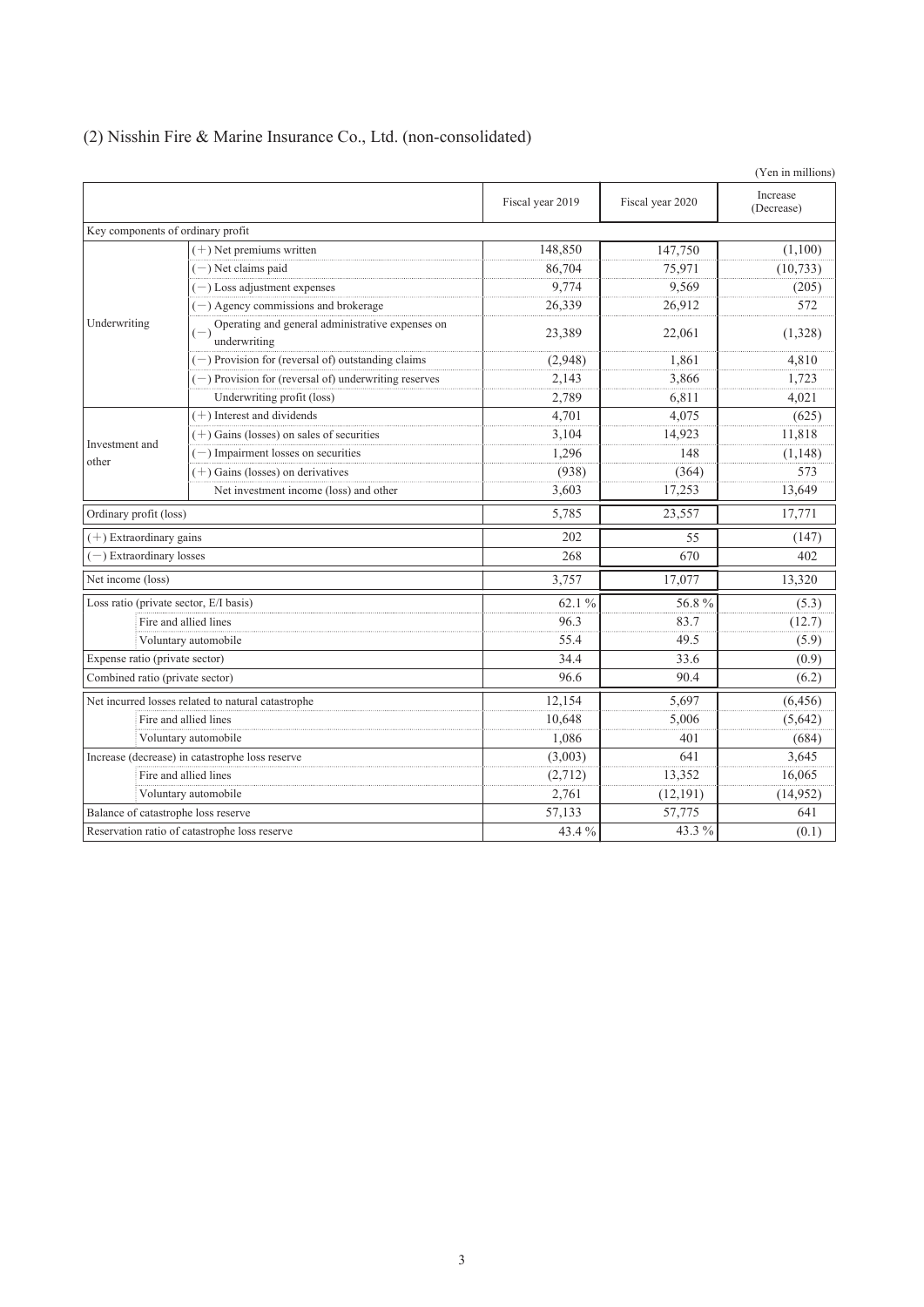## (2) Nisshin Fire & Marine Insurance Co., Ltd. (non-consolidated)

(Yen in millions)

| | | Fiscal year 2019 | Fiscal year 2020 | Increase (Decrease) |
|---|---|---|---|---|
| Key components of ordinary profit | | | | |
| Underwriting | (+) Net premiums written | 148,850 | 147,750 | (1,100) |
| | (−) Net claims paid | 86,704 | 75,971 | (10,733) |
| | (−) Loss adjustment expenses | 9,774 | 9,569 | (205) |
| | (−) Agency commissions and brokerage | 26,339 | 26,912 | 572 |
| | (−) Operating and general administrative expenses on underwriting | 23,389 | 22,061 | (1,328) |
| | (−) Provision for (reversal of) outstanding claims | (2,948) | 1,861 | 4,810 |
| | (−) Provision for (reversal of) underwriting reserves | 2,143 | 3,866 | 1,723 |
| | Underwriting profit (loss) | 2,789 | 6,811 | 4,021 |
| Investment and other | (+) Interest and dividends | 4,701 | 4,075 | (625) |
| | (+) Gains (losses) on sales of securities | 3,104 | 14,923 | 11,818 |
| | (−) Impairment losses on securities | 1,296 | 148 | (1,148) |
| | (+) Gains (losses) on derivatives | (938) | (364) | 573 |
| | Net investment income (loss) and other | 3,603 | 17,253 | 13,649 |
| Ordinary profit (loss) | | 5,785 | 23,557 | 17,771 |
| (+) Extraordinary gains | | 202 | 55 | (147) |
| (−) Extraordinary losses | | 268 | 670 | 402 |
| Net income (loss) | | 3,757 | 17,077 | 13,320 |
| Loss ratio (private sector, E/I basis) | | 62.1 % | 56.8 % | (5.3) |
| | Fire and allied lines | 96.3 | 83.7 | (12.7) |
| | Voluntary automobile | 55.4 | 49.5 | (5.9) |
| Expense ratio (private sector) | | 34.4 | 33.6 | (0.9) |
| Combined ratio (private sector) | | 96.6 | 90.4 | (6.2) |
| Net incurred losses related to natural catastrophe | | 12,154 | 5,697 | (6,456) |
| | Fire and allied lines | 10,648 | 5,006 | (5,642) |
| | Voluntary automobile | 1,086 | 401 | (684) |
| Increase (decrease) in catastrophe loss reserve | | (3,003) | 641 | 3,645 |
| | Fire and allied lines | (2,712) | 13,352 | 16,065 |
| | Voluntary automobile | 2,761 | (12,191) | (14,952) |
| Balance of catastrophe loss reserve | | 57,133 | 57,775 | 641 |
| Reservation ratio of catastrophe loss reserve | | 43.4 % | 43.3 % | (0.1) |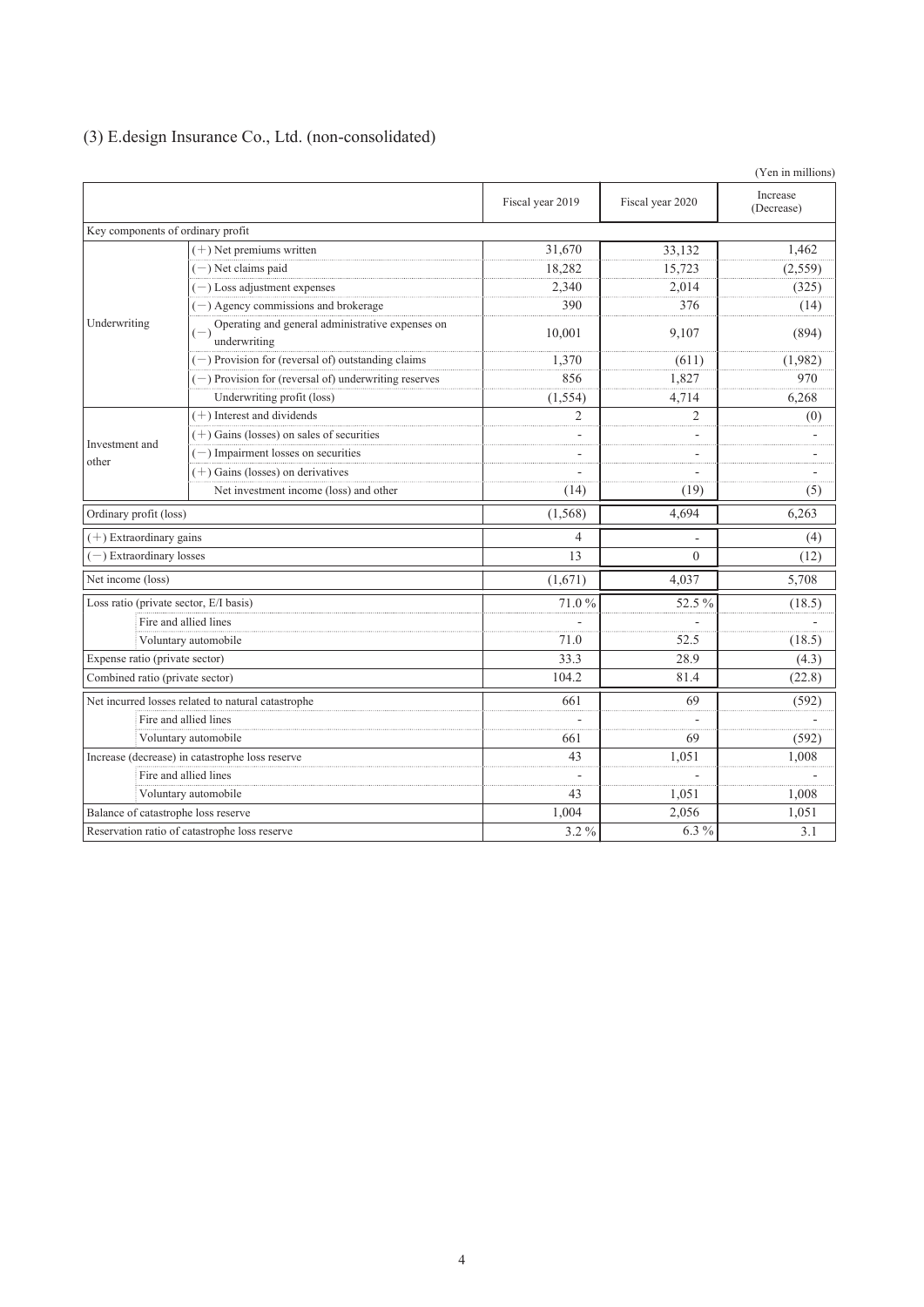## (3) E.design Insurance Co., Ltd. (non-consolidated)

(Yen in millions)

| | | Fiscal year 2019 | Fiscal year 2020 | Increase (Decrease) |
|---|---|---|---|---|
| Key components of ordinary profit | | | | |
| Underwriting | (+) Net premiums written | 31,670 | 33,132 | 1,462 |
| | (−) Net claims paid | 18,282 | 15,723 | (2,559) |
| | (−) Loss adjustment expenses | 2,340 | 2,014 | (325) |
| | (−) Agency commissions and brokerage | 390 | 376 | (14) |
| | (−) Operating and general administrative expenses on underwriting | 10,001 | 9,107 | (894) |
| | (−) Provision for (reversal of) outstanding claims | 1,370 | (611) | (1,982) |
| | (−) Provision for (reversal of) underwriting reserves | 856 | 1,827 | 970 |
| | Underwriting profit (loss) | (1,554) | 4,714 | 6,268 |
| Investment and other | (+) Interest and dividends | 2 | 2 | (0) |
| | (+) Gains (losses) on sales of securities | - | - | - |
| | (−) Impairment losses on securities | - | - | - |
| | (+) Gains (losses) on derivatives | - | - | - |
| | Net investment income (loss) and other | (14) | (19) | (5) |
| Ordinary profit (loss) | | (1,568) | 4,694 | 6,263 |
| (+) Extraordinary gains | | 4 | - | (4) |
| (−) Extraordinary losses | | 13 | 0 | (12) |
| Net income (loss) | | (1,671) | 4,037 | 5,708 |
| Loss ratio (private sector, E/I basis) | | 71.0 % | 52.5 % | (18.5) |
| | Fire and allied lines | - | - | - |
| | Voluntary automobile | 71.0 | 52.5 | (18.5) |
| Expense ratio (private sector) | | 33.3 | 28.9 | (4.3) |
| Combined ratio (private sector) | | 104.2 | 81.4 | (22.8) |
| Net incurred losses related to natural catastrophe | | 661 | 69 | (592) |
| | Fire and allied lines | - | - | - |
| | Voluntary automobile | 661 | 69 | (592) |
| Increase (decrease) in catastrophe loss reserve | | 43 | 1,051 | 1,008 |
| | Fire and allied lines | - | - | - |
| | Voluntary automobile | 43 | 1,051 | 1,008 |
| Balance of catastrophe loss reserve | | 1,004 | 2,056 | 1,051 |
| Reservation ratio of catastrophe loss reserve | | 3.2 % | 6.3 % | 3.1 |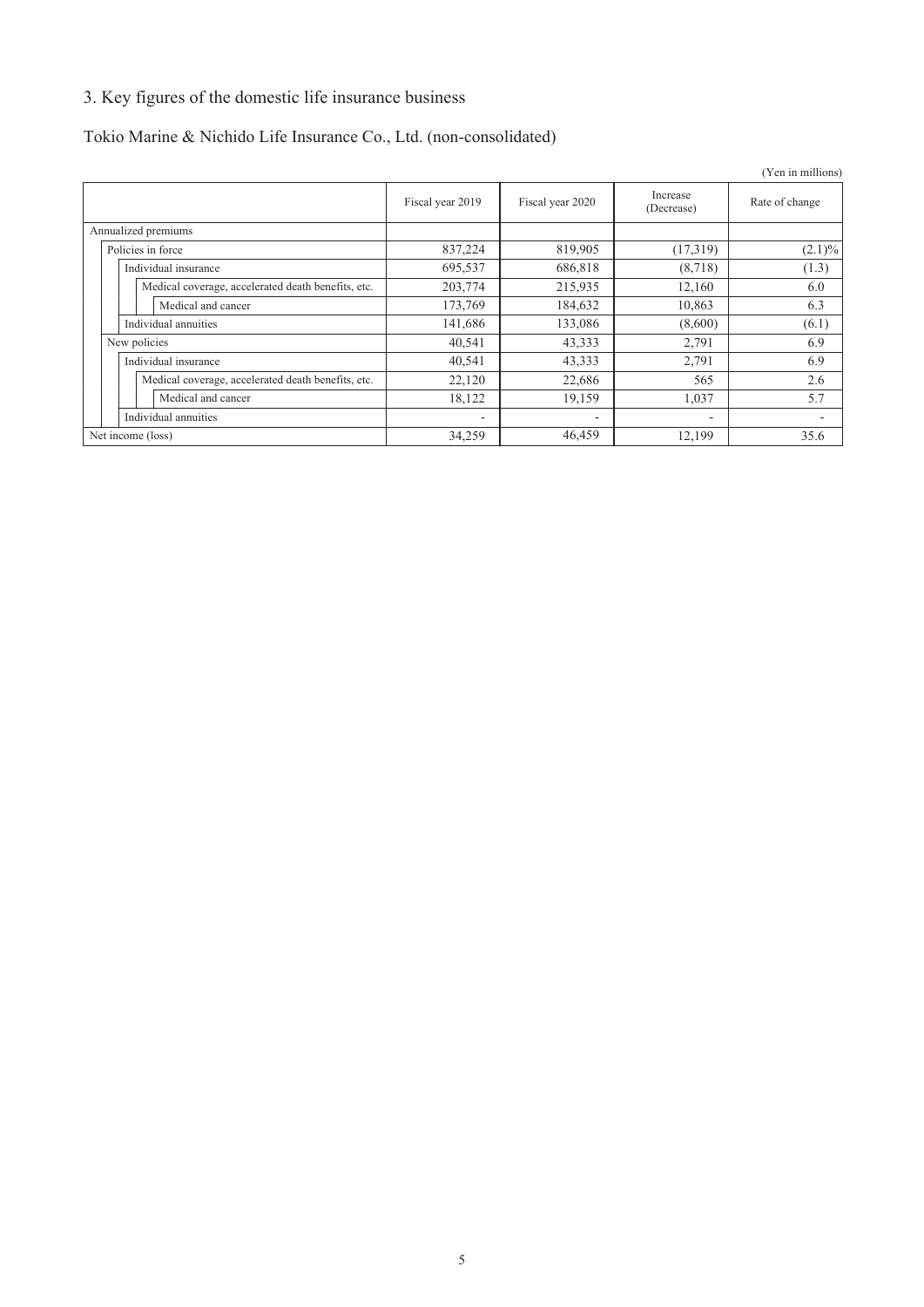## 3. Key figures of the domestic life insurance business

### Tokio Marine & Nichido Life Insurance Co., Ltd. (non-consolidated)

(Yen in millions)

| | Fiscal year 2019 | Fiscal year 2020 | Increase (Decrease) | Rate of change |
|---|---|---|---|---|
| Annualized premiums | | | | |
| Policies in force | 837,224 | 819,905 | (17,319) | (2.1)% |
| Individual insurance | 695,537 | 686,818 | (8,718) | (1.3) |
| Medical coverage, accelerated death benefits, etc. | 203,774 | 215,935 | 12,160 | 6.0 |
| Medical and cancer | 173,769 | 184,632 | 10,863 | 6.3 |
| Individual annuities | 141,686 | 133,086 | (8,600) | (6.1) |
| New policies | 40,541 | 43,333 | 2,791 | 6.9 |
| Individual insurance | 40,541 | 43,333 | 2,791 | 6.9 |
| Medical coverage, accelerated death benefits, etc. | 22,120 | 22,686 | 565 | 2.6 |
| Medical and cancer | 18,122 | 19,159 | 1,037 | 5.7 |
| Individual annuities | - | - | - | - |
| Net income (loss) | 34,259 | 46,459 | 12,199 | 35.6 |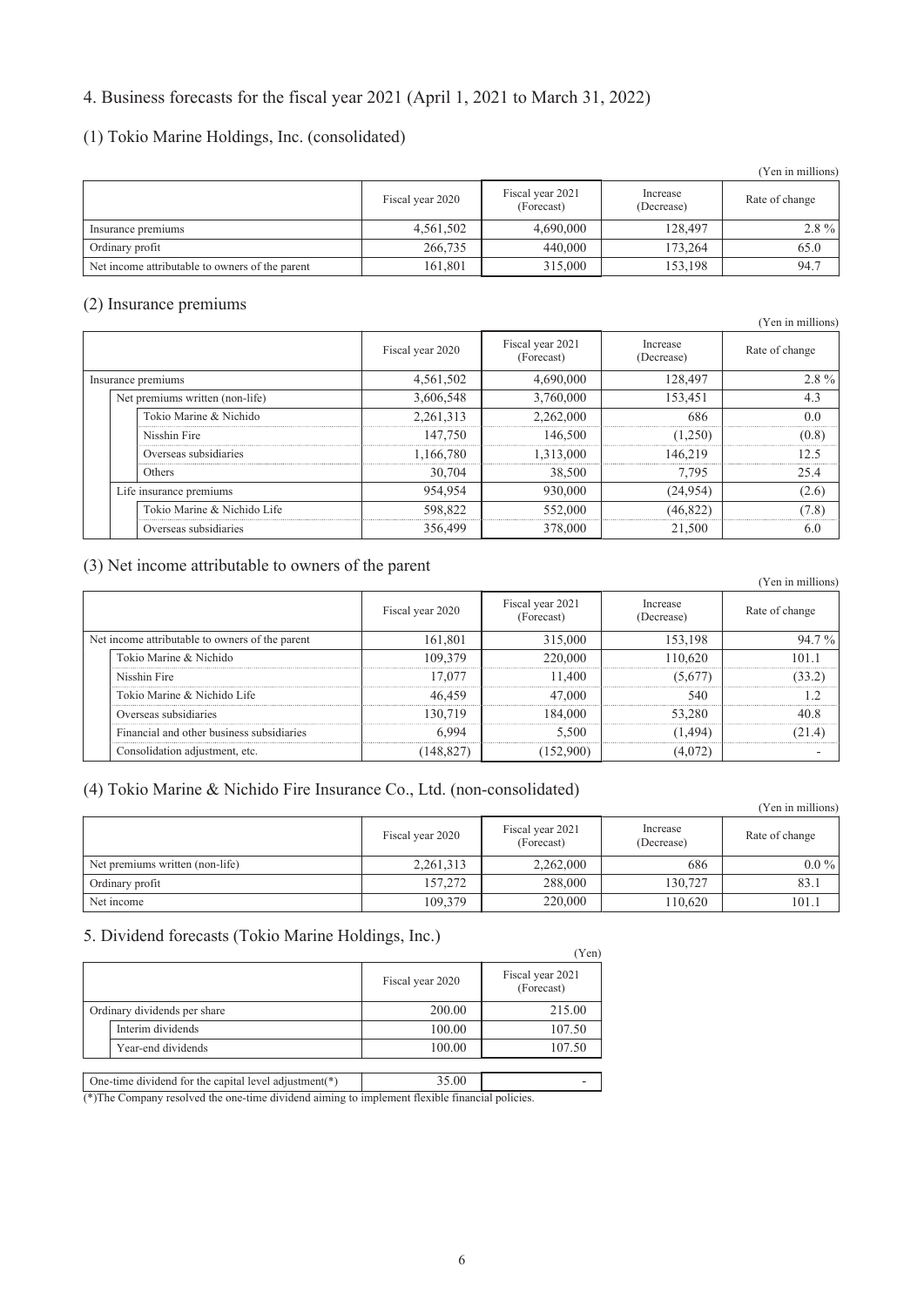## 4. Business forecasts for the fiscal year 2021 (April 1, 2021 to March 31, 2022)

### (1) Tokio Marine Holdings, Inc. (consolidated)

(Yen in millions)

| | Fiscal year 2020 | Fiscal year 2021 (Forecast) | Increase (Decrease) | Rate of change |
|---|---|---|---|---|
| Insurance premiums | 4,561,502 | 4,690,000 | 128,497 | 2.8 % |
| Ordinary profit | 266,735 | 440,000 | 173,264 | 65.0 |
| Net income attributable to owners of the parent | 161,801 | 315,000 | 153,198 | 94.7 |

### (2) Insurance premiums

(Yen in millions)

| | Fiscal year 2020 | Fiscal year 2021 (Forecast) | Increase (Decrease) | Rate of change |
|---|---|---|---|---|
| Insurance premiums | 4,561,502 | 4,690,000 | 128,497 | 2.8 % |
| Net premiums written (non-life) | 3,606,548 | 3,760,000 | 153,451 | 4.3 |
| Tokio Marine & Nichido | 2,261,313 | 2,262,000 | 686 | 0.0 |
| Nisshin Fire | 147,750 | 146,500 | (1,250) | (0.8) |
| Overseas subsidiaries | 1,166,780 | 1,313,000 | 146,219 | 12.5 |
| Others | 30,704 | 38,500 | 7,795 | 25.4 |
| Life insurance premiums | 954,954 | 930,000 | (24,954) | (2.6) |
| Tokio Marine & Nichido Life | 598,822 | 552,000 | (46,822) | (7.8) |
| Overseas subsidiaries | 356,499 | 378,000 | 21,500 | 6.0 |

### (3) Net income attributable to owners of the parent

(Yen in millions)

| | Fiscal year 2020 | Fiscal year 2021 (Forecast) | Increase (Decrease) | Rate of change |
|---|---|---|---|---|
| Net income attributable to owners of the parent | 161,801 | 315,000 | 153,198 | 94.7 % |
| Tokio Marine & Nichido | 109,379 | 220,000 | 110,620 | 101.1 |
| Nisshin Fire | 17,077 | 11,400 | (5,677) | (33.2) |
| Tokio Marine & Nichido Life | 46,459 | 47,000 | 540 | 1.2 |
| Overseas subsidiaries | 130,719 | 184,000 | 53,280 | 40.8 |
| Financial and other business subsidiaries | 6,994 | 5,500 | (1,494) | (21.4) |
| Consolidation adjustment, etc. | (148,827) | (152,900) | (4,072) | - |

### (4) Tokio Marine & Nichido Fire Insurance Co., Ltd. (non-consolidated)

(Yen in millions)

| | Fiscal year 2020 | Fiscal year 2021 (Forecast) | Increase (Decrease) | Rate of change |
|---|---|---|---|---|
| Net premiums written (non-life) | 2,261,313 | 2,262,000 | 686 | 0.0 % |
| Ordinary profit | 157,272 | 288,000 | 130,727 | 83.1 |
| Net income | 109,379 | 220,000 | 110,620 | 101.1 |

## 5. Dividend forecasts (Tokio Marine Holdings, Inc.)

(Yen)

| | Fiscal year 2020 | Fiscal year 2021 (Forecast) |
|---|---|---|
| Ordinary dividends per share | 200.00 | 215.00 |
| Interim dividends | 100.00 | 107.50 |
| Year-end dividends | 100.00 | 107.50 |
| One-time dividend for the capital level adjustment(*) | 35.00 | - |

(*)The Company resolved the one-time dividend aiming to implement flexible financial policies.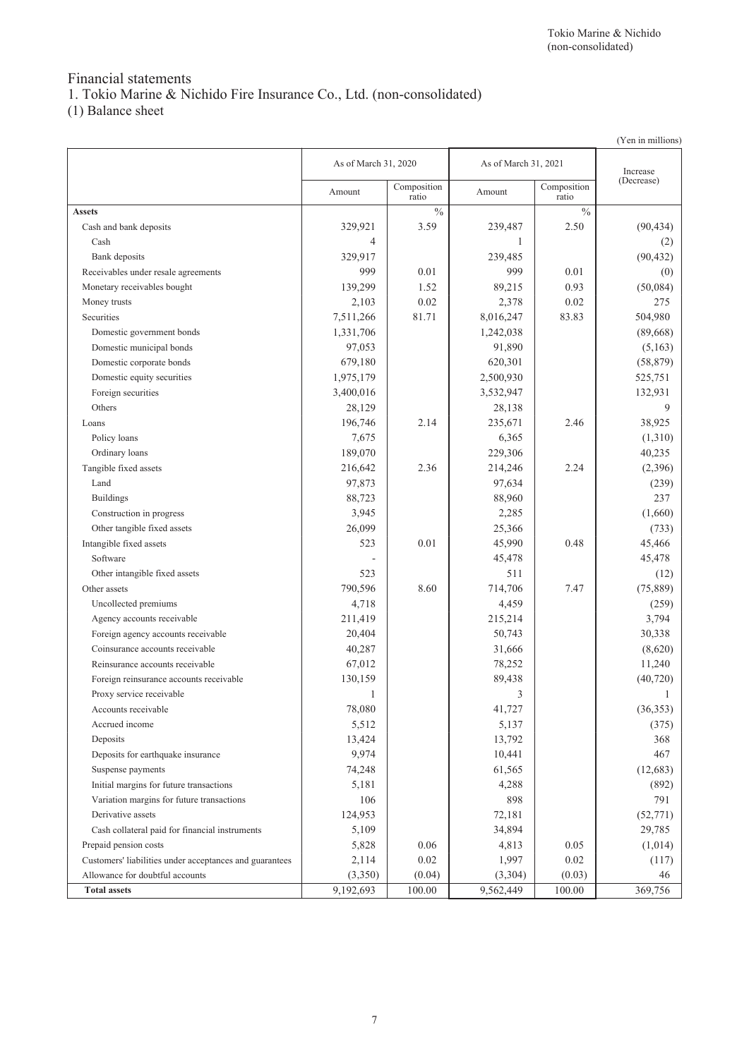# Financial statements

## 1. Tokio Marine & Nichido Fire Insurance Co., Ltd. (non-consolidated)

### (1) Balance sheet

(Yen in millions)

| | As of March 31, 2020 | | As of March 31, 2021 | | Increase (Decrease) |
|---|---|---|---|---|---|
| | Amount | Composition ratio | Amount | Composition ratio | |
| **Assets** | | % | | % | |
| Cash and bank deposits | 329,921 | 3.59 | 239,487 | 2.50 | (90,434) |
| Cash | 4 | | 1 | | (2) |
| Bank deposits | 329,917 | | 239,485 | | (90,432) |
| Receivables under resale agreements | 999 | 0.01 | 999 | 0.01 | (0) |
| Monetary receivables bought | 139,299 | 1.52 | 89,215 | 0.93 | (50,084) |
| Money trusts | 2,103 | 0.02 | 2,378 | 0.02 | 275 |
| Securities | 7,511,266 | 81.71 | 8,016,247 | 83.83 | 504,980 |
| Domestic government bonds | 1,331,706 | | 1,242,038 | | (89,668) |
| Domestic municipal bonds | 97,053 | | 91,890 | | (5,163) |
| Domestic corporate bonds | 679,180 | | 620,301 | | (58,879) |
| Domestic equity securities | 1,975,179 | | 2,500,930 | | 525,751 |
| Foreign securities | 3,400,016 | | 3,532,947 | | 132,931 |
| Others | 28,129 | | 28,138 | | 9 |
| Loans | 196,746 | 2.14 | 235,671 | 2.46 | 38,925 |
| Policy loans | 7,675 | | 6,365 | | (1,310) |
| Ordinary loans | 189,070 | | 229,306 | | 40,235 |
| Tangible fixed assets | 216,642 | 2.36 | 214,246 | 2.24 | (2,396) |
| Land | 97,873 | | 97,634 | | (239) |
| Buildings | 88,723 | | 88,960 | | 237 |
| Construction in progress | 3,945 | | 2,285 | | (1,660) |
| Other tangible fixed assets | 26,099 | | 25,366 | | (733) |
| Intangible fixed assets | 523 | 0.01 | 45,990 | 0.48 | 45,466 |
| Software | - | | 45,478 | | 45,478 |
| Other intangible fixed assets | 523 | | 511 | | (12) |
| Other assets | 790,596 | 8.60 | 714,706 | 7.47 | (75,889) |
| Uncollected premiums | 4,718 | | 4,459 | | (259) |
| Agency accounts receivable | 211,419 | | 215,214 | | 3,794 |
| Foreign agency accounts receivable | 20,404 | | 50,743 | | 30,338 |
| Coinsurance accounts receivable | 40,287 | | 31,666 | | (8,620) |
| Reinsurance accounts receivable | 67,012 | | 78,252 | | 11,240 |
| Foreign reinsurance accounts receivable | 130,159 | | 89,438 | | (40,720) |
| Proxy service receivable | 1 | | 3 | | 1 |
| Accounts receivable | 78,080 | | 41,727 | | (36,353) |
| Accrued income | 5,512 | | 5,137 | | (375) |
| Deposits | 13,424 | | 13,792 | | 368 |
| Deposits for earthquake insurance | 9,974 | | 10,441 | | 467 |
| Suspense payments | 74,248 | | 61,565 | | (12,683) |
| Initial margins for future transactions | 5,181 | | 4,288 | | (892) |
| Variation margins for future transactions | 106 | | 898 | | 791 |
| Derivative assets | 124,953 | | 72,181 | | (52,771) |
| Cash collateral paid for financial instruments | 5,109 | | 34,894 | | 29,785 |
| Prepaid pension costs | 5,828 | 0.06 | 4,813 | 0.05 | (1,014) |
| Customers' liabilities under acceptances and guarantees | 2,114 | 0.02 | 1,997 | 0.02 | (117) |
| Allowance for doubtful accounts | (3,350) | (0.04) | (3,304) | (0.03) | 46 |
| **Total assets** | 9,192,693 | 100.00 | 9,562,449 | 100.00 | 369,756 |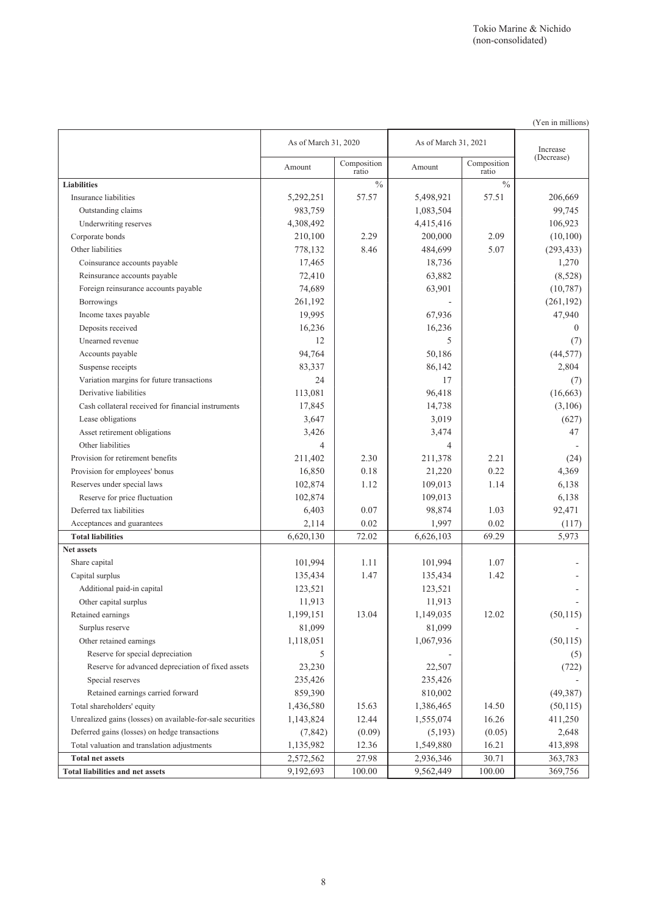(Yen in millions)

| | As of March 31, 2020 | | As of March 31, 2021 | | Increase (Decrease) |
|---|---|---|---|---|---|
| | Amount | Composition ratio | Amount | Composition ratio | |
| **Liabilities** | | % | | % | |
| Insurance liabilities | 5,292,251 | 57.57 | 5,498,921 | 57.51 | 206,669 |
| Outstanding claims | 983,759 | | 1,083,504 | | 99,745 |
| Underwriting reserves | 4,308,492 | | 4,415,416 | | 106,923 |
| Corporate bonds | 210,100 | 2.29 | 200,000 | 2.09 | (10,100) |
| Other liabilities | 778,132 | 8.46 | 484,699 | 5.07 | (293,433) |
| Coinsurance accounts payable | 17,465 | | 18,736 | | 1,270 |
| Reinsurance accounts payable | 72,410 | | 63,882 | | (8,528) |
| Foreign reinsurance accounts payable | 74,689 | | 63,901 | | (10,787) |
| Borrowings | 261,192 | | - | | (261,192) |
| Income taxes payable | 19,995 | | 67,936 | | 47,940 |
| Deposits received | 16,236 | | 16,236 | | 0 |
| Unearned revenue | 12 | | 5 | | (7) |
| Accounts payable | 94,764 | | 50,186 | | (44,577) |
| Suspense receipts | 83,337 | | 86,142 | | 2,804 |
| Variation margins for future transactions | 24 | | 17 | | (7) |
| Derivative liabilities | 113,081 | | 96,418 | | (16,663) |
| Cash collateral received for financial instruments | 17,845 | | 14,738 | | (3,106) |
| Lease obligations | 3,647 | | 3,019 | | (627) |
| Asset retirement obligations | 3,426 | | 3,474 | | 47 |
| Other liabilities | 4 | | 4 | | - |
| Provision for retirement benefits | 211,402 | 2.30 | 211,378 | 2.21 | (24) |
| Provision for employees' bonus | 16,850 | 0.18 | 21,220 | 0.22 | 4,369 |
| Reserves under special laws | 102,874 | 1.12 | 109,013 | 1.14 | 6,138 |
| Reserve for price fluctuation | 102,874 | | 109,013 | | 6,138 |
| Deferred tax liabilities | 6,403 | 0.07 | 98,874 | 1.03 | 92,471 |
| Acceptances and guarantees | 2,114 | 0.02 | 1,997 | 0.02 | (117) |
| **Total liabilities** | 6,620,130 | 72.02 | 6,626,103 | 69.29 | 5,973 |
| **Net assets** | | | | | |
| Share capital | 101,994 | 1.11 | 101,994 | 1.07 | - |
| Capital surplus | 135,434 | 1.47 | 135,434 | 1.42 | - |
| Additional paid-in capital | 123,521 | | 123,521 | | - |
| Other capital surplus | 11,913 | | 11,913 | | - |
| Retained earnings | 1,199,151 | 13.04 | 1,149,035 | 12.02 | (50,115) |
| Surplus reserve | 81,099 | | 81,099 | | - |
| Other retained earnings | 1,118,051 | | 1,067,936 | | (50,115) |
| Reserve for special depreciation | 5 | | - | | (5) |
| Reserve for advanced depreciation of fixed assets | 23,230 | | 22,507 | | (722) |
| Special reserves | 235,426 | | 235,426 | | - |
| Retained earnings carried forward | 859,390 | | 810,002 | | (49,387) |
| Total shareholders' equity | 1,436,580 | 15.63 | 1,386,465 | 14.50 | (50,115) |
| Unrealized gains (losses) on available-for-sale securities | 1,143,824 | 12.44 | 1,555,074 | 16.26 | 411,250 |
| Deferred gains (losses) on hedge transactions | (7,842) | (0.09) | (5,193) | (0.05) | 2,648 |
| Total valuation and translation adjustments | 1,135,982 | 12.36 | 1,549,880 | 16.21 | 413,898 |
| **Total net assets** | 2,572,562 | 27.98 | 2,936,346 | 30.71 | 363,783 |
| **Total liabilities and net assets** | 9,192,693 | 100.00 | 9,562,449 | 100.00 | 369,756 |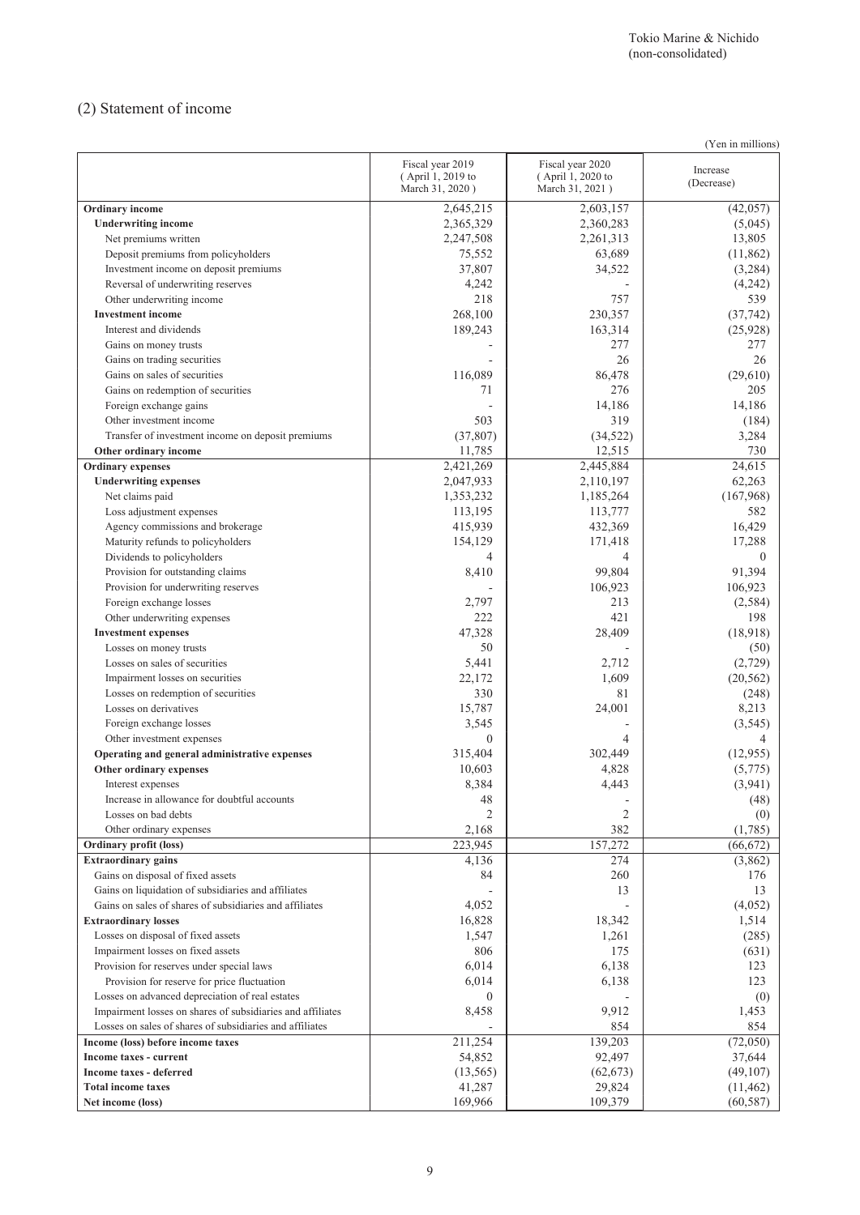Tokio Marine & Nichido
(non-consolidated)

## (2) Statement of income

(Yen in millions)

| | Fiscal year 2019 ( April 1, 2019 to March 31, 2020 ) | Fiscal year 2020 ( April 1, 2020 to March 31, 2021 ) | Increase (Decrease) |
|---|---|---|---|
| **Ordinary income** | 2,645,215 | 2,603,157 | (42,057) |
| **Underwriting income** | 2,365,329 | 2,360,283 | (5,045) |
| Net premiums written | 2,247,508 | 2,261,313 | 13,805 |
| Deposit premiums from policyholders | 75,552 | 63,689 | (11,862) |
| Investment income on deposit premiums | 37,807 | 34,522 | (3,284) |
| Reversal of underwriting reserves | 4,242 | - | (4,242) |
| Other underwriting income | 218 | 757 | 539 |
| **Investment income** | 268,100 | 230,357 | (37,742) |
| Interest and dividends | 189,243 | 163,314 | (25,928) |
| Gains on money trusts | - | 277 | 277 |
| Gains on trading securities | - | 26 | 26 |
| Gains on sales of securities | 116,089 | 86,478 | (29,610) |
| Gains on redemption of securities | 71 | 276 | 205 |
| Foreign exchange gains | - | 14,186 | 14,186 |
| Other investment income | 503 | 319 | (184) |
| Transfer of investment income on deposit premiums | (37,807) | (34,522) | 3,284 |
| **Other ordinary income** | 11,785 | 12,515 | 730 |
| **Ordinary expenses** | 2,421,269 | 2,445,884 | 24,615 |
| **Underwriting expenses** | 2,047,933 | 2,110,197 | 62,263 |
| Net claims paid | 1,353,232 | 1,185,264 | (167,968) |
| Loss adjustment expenses | 113,195 | 113,777 | 582 |
| Agency commissions and brokerage | 415,939 | 432,369 | 16,429 |
| Maturity refunds to policyholders | 154,129 | 171,418 | 17,288 |
| Dividends to policyholders | 4 | 4 | 0 |
| Provision for outstanding claims | 8,410 | 99,804 | 91,394 |
| Provision for underwriting reserves | - | 106,923 | 106,923 |
| Foreign exchange losses | 2,797 | 213 | (2,584) |
| Other underwriting expenses | 222 | 421 | 198 |
| **Investment expenses** | 47,328 | 28,409 | (18,918) |
| Losses on money trusts | 50 | - | (50) |
| Losses on sales of securities | 5,441 | 2,712 | (2,729) |
| Impairment losses on securities | 22,172 | 1,609 | (20,562) |
| Losses on redemption of securities | 330 | 81 | (248) |
| Losses on derivatives | 15,787 | 24,001 | 8,213 |
| Foreign exchange losses | 3,545 | - | (3,545) |
| Other investment expenses | 0 | 4 | 4 |
| **Operating and general administrative expenses** | 315,404 | 302,449 | (12,955) |
| **Other ordinary expenses** | 10,603 | 4,828 | (5,775) |
| Interest expenses | 8,384 | 4,443 | (3,941) |
| Increase in allowance for doubtful accounts | 48 | - | (48) |
| Losses on bad debts | 2 | 2 | (0) |
| Other ordinary expenses | 2,168 | 382 | (1,785) |
| **Ordinary profit (loss)** | 223,945 | 157,272 | (66,672) |
| **Extraordinary gains** | 4,136 | 274 | (3,862) |
| Gains on disposal of fixed assets | 84 | 260 | 176 |
| Gains on liquidation of subsidiaries and affiliates | - | 13 | 13 |
| Gains on sales of shares of subsidiaries and affiliates | 4,052 | - | (4,052) |
| **Extraordinary losses** | 16,828 | 18,342 | 1,514 |
| Losses on disposal of fixed assets | 1,547 | 1,261 | (285) |
| Impairment losses on fixed assets | 806 | 175 | (631) |
| Provision for reserves under special laws | 6,014 | 6,138 | 123 |
| Provision for reserve for price fluctuation | 6,014 | 6,138 | 123 |
| Losses on advanced depreciation of real estates | 0 | - | (0) |
| Impairment losses on shares of subsidiaries and affiliates | 8,458 | 9,912 | 1,453 |
| Losses on sales of shares of subsidiaries and affiliates | - | 854 | 854 |
| **Income (loss) before income taxes** | 211,254 | 139,203 | (72,050) |
| **Income taxes - current** | 54,852 | 92,497 | 37,644 |
| **Income taxes - deferred** | (13,565) | (62,673) | (49,107) |
| **Total income taxes** | 41,287 | 29,824 | (11,462) |
| **Net income (loss)** | 169,966 | 109,379 | (60,587) |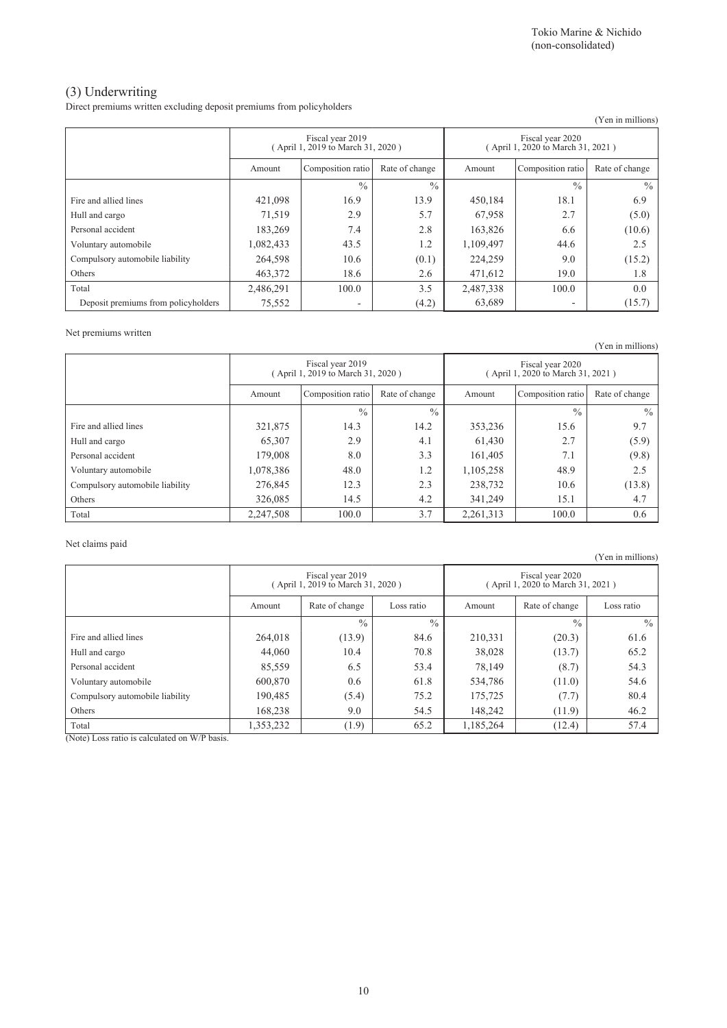Tokio Marine & Nichido (non-consolidated)

## (3) Underwriting

Direct premiums written excluding deposit premiums from policyholders

(Yen in millions)

| | Fiscal year 2019 (April 1, 2019 to March 31, 2020) | | | Fiscal year 2020 (April 1, 2020 to March 31, 2021) | | |
|---|---|---|---|---|---|---|
| | Amount | Composition ratio | Rate of change | Amount | Composition ratio | Rate of change |
| | | % | % | | % | % |
| Fire and allied lines | 421,098 | 16.9 | 13.9 | 450,184 | 18.1 | 6.9 |
| Hull and cargo | 71,519 | 2.9 | 5.7 | 67,958 | 2.7 | (5.0) |
| Personal accident | 183,269 | 7.4 | 2.8 | 163,826 | 6.6 | (10.6) |
| Voluntary automobile | 1,082,433 | 43.5 | 1.2 | 1,109,497 | 44.6 | 2.5 |
| Compulsory automobile liability | 264,598 | 10.6 | (0.1) | 224,259 | 9.0 | (15.2) |
| Others | 463,372 | 18.6 | 2.6 | 471,612 | 19.0 | 1.8 |
| Total | 2,486,291 | 100.0 | 3.5 | 2,487,338 | 100.0 | 0.0 |
| Deposit premiums from policyholders | 75,552 | - | (4.2) | 63,689 | - | (15.7) |

Net premiums written

(Yen in millions)

| | Fiscal year 2019 (April 1, 2019 to March 31, 2020) | | | Fiscal year 2020 (April 1, 2020 to March 31, 2021) | | |
|---|---|---|---|---|---|---|
| | Amount | Composition ratio | Rate of change | Amount | Composition ratio | Rate of change |
| | | % | % | | % | % |
| Fire and allied lines | 321,875 | 14.3 | 14.2 | 353,236 | 15.6 | 9.7 |
| Hull and cargo | 65,307 | 2.9 | 4.1 | 61,430 | 2.7 | (5.9) |
| Personal accident | 179,008 | 8.0 | 3.3 | 161,405 | 7.1 | (9.8) |
| Voluntary automobile | 1,078,386 | 48.0 | 1.2 | 1,105,258 | 48.9 | 2.5 |
| Compulsory automobile liability | 276,845 | 12.3 | 2.3 | 238,732 | 10.6 | (13.8) |
| Others | 326,085 | 14.5 | 4.2 | 341,249 | 15.1 | 4.7 |
| Total | 2,247,508 | 100.0 | 3.7 | 2,261,313 | 100.0 | 0.6 |

Net claims paid

(Yen in millions)

| | Fiscal year 2019 (April 1, 2019 to March 31, 2020) | | | Fiscal year 2020 (April 1, 2020 to March 31, 2021) | | |
|---|---|---|---|---|---|---|
| | Amount | Rate of change | Loss ratio | Amount | Rate of change | Loss ratio |
| | | % | % | | % | % |
| Fire and allied lines | 264,018 | (13.9) | 84.6 | 210,331 | (20.3) | 61.6 |
| Hull and cargo | 44,060 | 10.4 | 70.8 | 38,028 | (13.7) | 65.2 |
| Personal accident | 85,559 | 6.5 | 53.4 | 78,149 | (8.7) | 54.3 |
| Voluntary automobile | 600,870 | 0.6 | 61.8 | 534,786 | (11.0) | 54.6 |
| Compulsory automobile liability | 190,485 | (5.4) | 75.2 | 175,725 | (7.7) | 80.4 |
| Others | 168,238 | 9.0 | 54.5 | 148,242 | (11.9) | 46.2 |
| Total | 1,353,232 | (1.9) | 65.2 | 1,185,264 | (12.4) | 57.4 |

(Note) Loss ratio is calculated on W/P basis.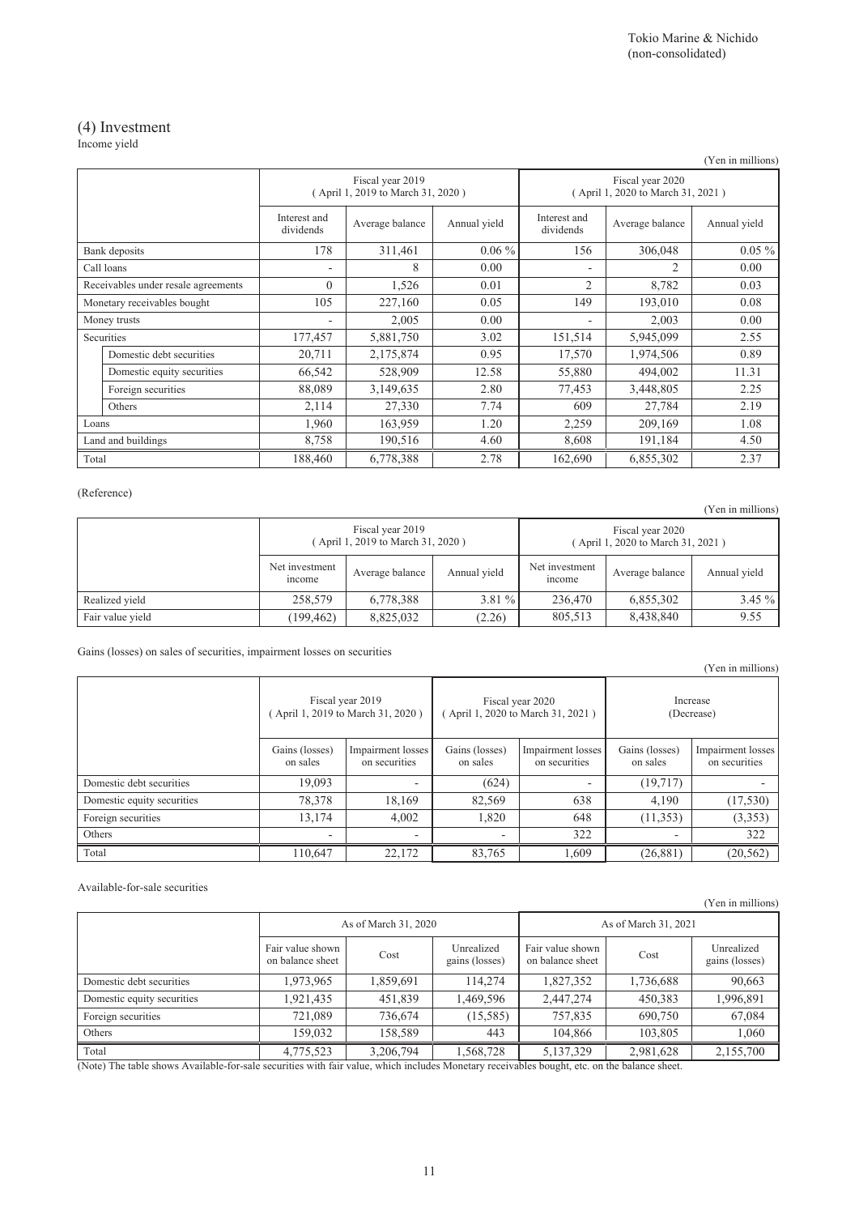Tokio Marine & Nichido
(non-consolidated)

## (4) Investment

Income yield

(Yen in millions)

| | Fiscal year 2019 (April 1, 2019 to March 31, 2020) | | | Fiscal year 2020 (April 1, 2020 to March 31, 2021) | | |
|---|---|---|---|---|---|---|
| | Interest and dividends | Average balance | Annual yield | Interest and dividends | Average balance | Annual yield |
| Bank deposits | 178 | 311,461 | 0.06 % | 156 | 306,048 | 0.05 % |
| Call loans | - | 8 | 0.00 | - | 2 | 0.00 |
| Receivables under resale agreements | 0 | 1,526 | 0.01 | 2 | 8,782 | 0.03 |
| Monetary receivables bought | 105 | 227,160 | 0.05 | 149 | 193,010 | 0.08 |
| Money trusts | - | 2,005 | 0.00 | - | 2,003 | 0.00 |
| Securities | 177,457 | 5,881,750 | 3.02 | 151,514 | 5,945,099 | 2.55 |
| Domestic debt securities | 20,711 | 2,175,874 | 0.95 | 17,570 | 1,974,506 | 0.89 |
| Domestic equity securities | 66,542 | 528,909 | 12.58 | 55,880 | 494,002 | 11.31 |
| Foreign securities | 88,089 | 3,149,635 | 2.80 | 77,453 | 3,448,805 | 2.25 |
| Others | 2,114 | 27,330 | 7.74 | 609 | 27,784 | 2.19 |
| Loans | 1,960 | 163,959 | 1.20 | 2,259 | 209,169 | 1.08 |
| Land and buildings | 8,758 | 190,516 | 4.60 | 8,608 | 191,184 | 4.50 |
| Total | 188,460 | 6,778,388 | 2.78 | 162,690 | 6,855,302 | 2.37 |

(Reference)

(Yen in millions)

| | Fiscal year 2019 (April 1, 2019 to March 31, 2020) | | | Fiscal year 2020 (April 1, 2020 to March 31, 2021) | | |
|---|---|---|---|---|---|---|
| | Net investment income | Average balance | Annual yield | Net investment income | Average balance | Annual yield |
| Realized yield | 258,579 | 6,778,388 | 3.81 % | 236,470 | 6,855,302 | 3.45 % |
| Fair value yield | (199,462) | 8,825,032 | (2.26) | 805,513 | 8,438,840 | 9.55 |

Gains (losses) on sales of securities, impairment losses on securities

(Yen in millions)

| | Fiscal year 2019 (April 1, 2019 to March 31, 2020) | | Fiscal year 2020 (April 1, 2020 to March 31, 2021) | | Increase (Decrease) | |
|---|---|---|---|---|---|---|
| | Gains (losses) on sales | Impairment losses on securities | Gains (losses) on sales | Impairment losses on securities | Gains (losses) on sales | Impairment losses on securities |
| Domestic debt securities | 19,093 | - | (624) | - | (19,717) | - |
| Domestic equity securities | 78,378 | 18,169 | 82,569 | 638 | 4,190 | (17,530) |
| Foreign securities | 13,174 | 4,002 | 1,820 | 648 | (11,353) | (3,353) |
| Others | - | - | - | 322 | - | 322 |
| Total | 110,647 | 22,172 | 83,765 | 1,609 | (26,881) | (20,562) |

Available-for-sale securities

(Yen in millions)

| | As of March 31, 2020 | | | As of March 31, 2021 | | |
|---|---|---|---|---|---|---|
| | Fair value shown on balance sheet | Cost | Unrealized gains (losses) | Fair value shown on balance sheet | Cost | Unrealized gains (losses) |
| Domestic debt securities | 1,973,965 | 1,859,691 | 114,274 | 1,827,352 | 1,736,688 | 90,663 |
| Domestic equity securities | 1,921,435 | 451,839 | 1,469,596 | 2,447,274 | 450,383 | 1,996,891 |
| Foreign securities | 721,089 | 736,674 | (15,585) | 757,835 | 690,750 | 67,084 |
| Others | 159,032 | 158,589 | 443 | 104,866 | 103,805 | 1,060 |
| Total | 4,775,523 | 3,206,794 | 1,568,728 | 5,137,329 | 2,981,628 | 2,155,700 |

(Note) The table shows Available-for-sale securities with fair value, which includes Monetary receivables bought, etc. on the balance sheet.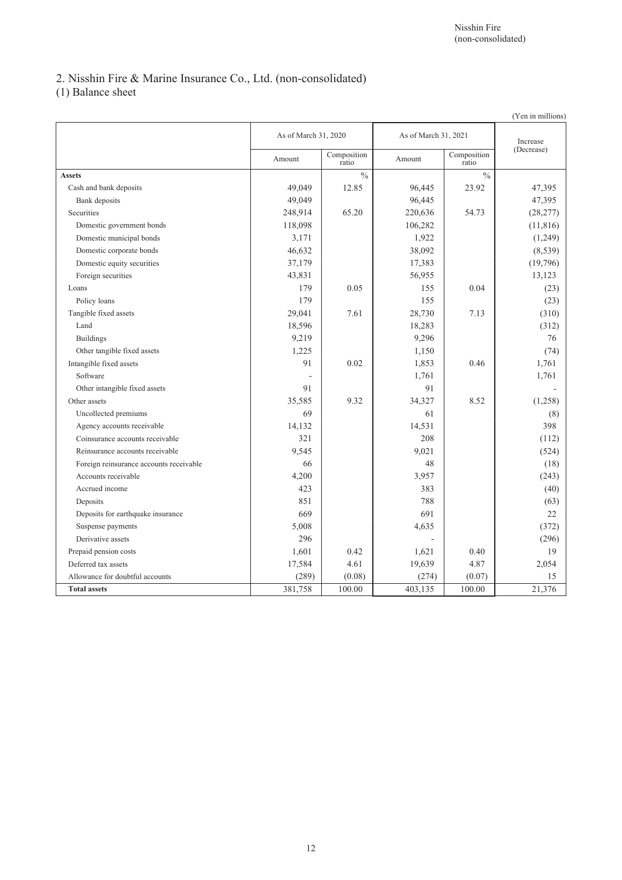## 2. Nisshin Fire & Marine Insurance Co., Ltd. (non-consolidated)

### (1) Balance sheet

(Yen in millions)

| | As of March 31, 2020 | | As of March 31, 2021 | | Increase (Decrease) |
|---|---|---|---|---|---|
| | Amount | Composition ratio | Amount | Composition ratio | |
| **Assets** | | % | | % | |
| Cash and bank deposits | 49,049 | 12.85 | 96,445 | 23.92 | 47,395 |
| Bank deposits | 49,049 | | 96,445 | | 47,395 |
| Securities | 248,914 | 65.20 | 220,636 | 54.73 | (28,277) |
| Domestic government bonds | 118,098 | | 106,282 | | (11,816) |
| Domestic municipal bonds | 3,171 | | 1,922 | | (1,249) |
| Domestic corporate bonds | 46,632 | | 38,092 | | (8,539) |
| Domestic equity securities | 37,179 | | 17,383 | | (19,796) |
| Foreign securities | 43,831 | | 56,955 | | 13,123 |
| Loans | 179 | 0.05 | 155 | 0.04 | (23) |
| Policy loans | 179 | | 155 | | (23) |
| Tangible fixed assets | 29,041 | 7.61 | 28,730 | 7.13 | (310) |
| Land | 18,596 | | 18,283 | | (312) |
| Buildings | 9,219 | | 9,296 | | 76 |
| Other tangible fixed assets | 1,225 | | 1,150 | | (74) |
| Intangible fixed assets | 91 | 0.02 | 1,853 | 0.46 | 1,761 |
| Software | - | | 1,761 | | 1,761 |
| Other intangible fixed assets | 91 | | 91 | | - |
| Other assets | 35,585 | 9.32 | 34,327 | 8.52 | (1,258) |
| Uncollected premiums | 69 | | 61 | | (8) |
| Agency accounts receivable | 14,132 | | 14,531 | | 398 |
| Coinsurance accounts receivable | 321 | | 208 | | (112) |
| Reinsurance accounts receivable | 9,545 | | 9,021 | | (524) |
| Foreign reinsurance accounts receivable | 66 | | 48 | | (18) |
| Accounts receivable | 4,200 | | 3,957 | | (243) |
| Accrued income | 423 | | 383 | | (40) |
| Deposits | 851 | | 788 | | (63) |
| Deposits for earthquake insurance | 669 | | 691 | | 22 |
| Suspense payments | 5,008 | | 4,635 | | (372) |
| Derivative assets | 296 | | - | | (296) |
| Prepaid pension costs | 1,601 | 0.42 | 1,621 | 0.40 | 19 |
| Deferred tax assets | 17,584 | 4.61 | 19,639 | 4.87 | 2,054 |
| Allowance for doubtful accounts | (289) | (0.08) | (274) | (0.07) | 15 |
| **Total assets** | 381,758 | 100.00 | 403,135 | 100.00 | 21,376 |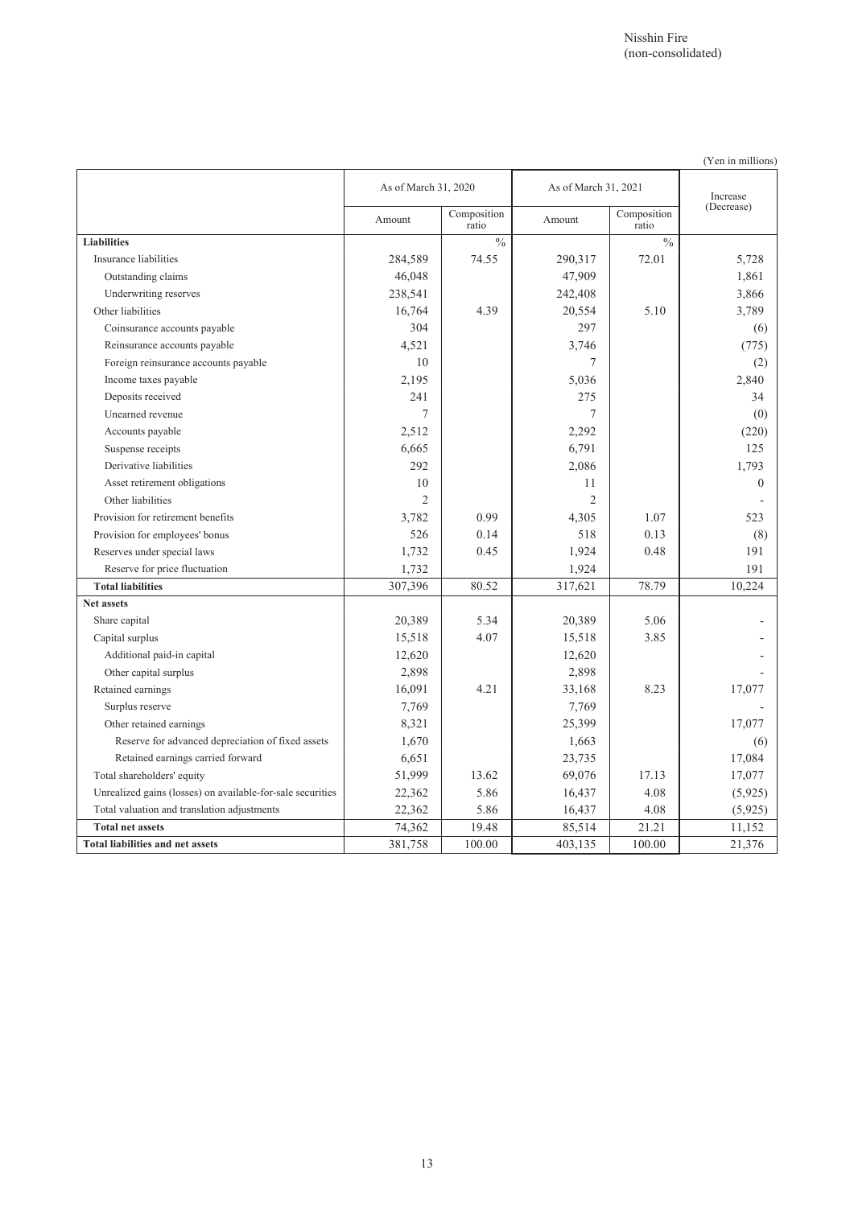Nisshin Fire
(non-consolidated)

(Yen in millions)

| | As of March 31, 2020 | | As of March 31, 2021 | | Increase (Decrease) |
|---|---|---|---|---|---|
| | Amount | Composition ratio | Amount | Composition ratio | |
| **Liabilities** | | % | | % | |
| Insurance liabilities | 284,589 | 74.55 | 290,317 | 72.01 | 5,728 |
| Outstanding claims | 46,048 | | 47,909 | | 1,861 |
| Underwriting reserves | 238,541 | | 242,408 | | 3,866 |
| Other liabilities | 16,764 | 4.39 | 20,554 | 5.10 | 3,789 |
| Coinsurance accounts payable | 304 | | 297 | | (6) |
| Reinsurance accounts payable | 4,521 | | 3,746 | | (775) |
| Foreign reinsurance accounts payable | 10 | | 7 | | (2) |
| Income taxes payable | 2,195 | | 5,036 | | 2,840 |
| Deposits received | 241 | | 275 | | 34 |
| Unearned revenue | 7 | | 7 | | (0) |
| Accounts payable | 2,512 | | 2,292 | | (220) |
| Suspense receipts | 6,665 | | 6,791 | | 125 |
| Derivative liabilities | 292 | | 2,086 | | 1,793 |
| Asset retirement obligations | 10 | | 11 | | 0 |
| Other liabilities | 2 | | 2 | | - |
| Provision for retirement benefits | 3,782 | 0.99 | 4,305 | 1.07 | 523 |
| Provision for employees' bonus | 526 | 0.14 | 518 | 0.13 | (8) |
| Reserves under special laws | 1,732 | 0.45 | 1,924 | 0.48 | 191 |
| Reserve for price fluctuation | 1,732 | | 1,924 | | 191 |
| **Total liabilities** | 307,396 | 80.52 | 317,621 | 78.79 | 10,224 |
| **Net assets** | | | | | |
| Share capital | 20,389 | 5.34 | 20,389 | 5.06 | - |
| Capital surplus | 15,518 | 4.07 | 15,518 | 3.85 | - |
| Additional paid-in capital | 12,620 | | 12,620 | | - |
| Other capital surplus | 2,898 | | 2,898 | | - |
| Retained earnings | 16,091 | 4.21 | 33,168 | 8.23 | 17,077 |
| Surplus reserve | 7,769 | | 7,769 | | - |
| Other retained earnings | 8,321 | | 25,399 | | 17,077 |
| Reserve for advanced depreciation of fixed assets | 1,670 | | 1,663 | | (6) |
| Retained earnings carried forward | 6,651 | | 23,735 | | 17,084 |
| Total shareholders' equity | 51,999 | 13.62 | 69,076 | 17.13 | 17,077 |
| Unrealized gains (losses) on available-for-sale securities | 22,362 | 5.86 | 16,437 | 4.08 | (5,925) |
| Total valuation and translation adjustments | 22,362 | 5.86 | 16,437 | 4.08 | (5,925) |
| **Total net assets** | 74,362 | 19.48 | 85,514 | 21.21 | 11,152 |
| **Total liabilities and net assets** | 381,758 | 100.00 | 403,135 | 100.00 | 21,376 |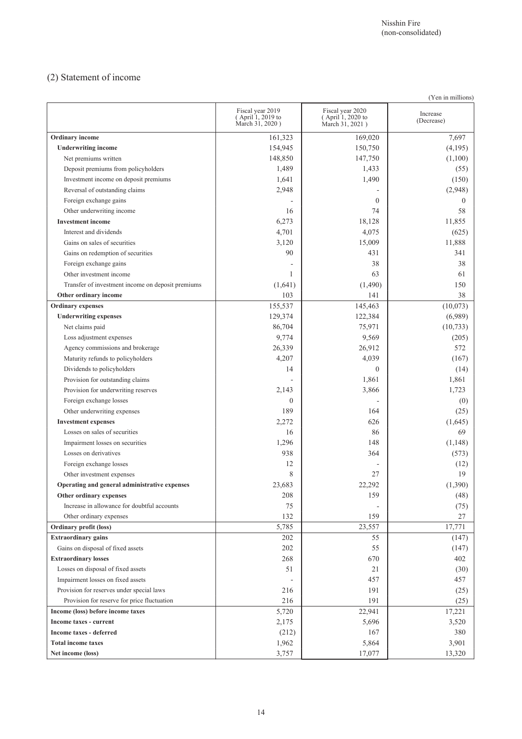Nisshin Fire
(non-consolidated)

## (2) Statement of income

(Yen in millions)

| | Fiscal year 2019 ( April 1, 2019 to March 31, 2020 ) | Fiscal year 2020 ( April 1, 2020 to March 31, 2021 ) | Increase (Decrease) |
|---|---|---|---|
| **Ordinary income** | 161,323 | 169,020 | 7,697 |
| **Underwriting income** | 154,945 | 150,750 | (4,195) |
| Net premiums written | 148,850 | 147,750 | (1,100) |
| Deposit premiums from policyholders | 1,489 | 1,433 | (55) |
| Investment income on deposit premiums | 1,641 | 1,490 | (150) |
| Reversal of outstanding claims | 2,948 | - | (2,948) |
| Foreign exchange gains | - | 0 | 0 |
| Other underwriting income | 16 | 74 | 58 |
| **Investment income** | 6,273 | 18,128 | 11,855 |
| Interest and dividends | 4,701 | 4,075 | (625) |
| Gains on sales of securities | 3,120 | 15,009 | 11,888 |
| Gains on redemption of securities | 90 | 431 | 341 |
| Foreign exchange gains | - | 38 | 38 |
| Other investment income | 1 | 63 | 61 |
| Transfer of investment income on deposit premiums | (1,641) | (1,490) | 150 |
| **Other ordinary income** | 103 | 141 | 38 |
| **Ordinary expenses** | 155,537 | 145,463 | (10,073) |
| **Underwriting expenses** | 129,374 | 122,384 | (6,989) |
| Net claims paid | 86,704 | 75,971 | (10,733) |
| Loss adjustment expenses | 9,774 | 9,569 | (205) |
| Agency commissions and brokerage | 26,339 | 26,912 | 572 |
| Maturity refunds to policyholders | 4,207 | 4,039 | (167) |
| Dividends to policyholders | 14 | 0 | (14) |
| Provision for outstanding claims | - | 1,861 | 1,861 |
| Provision for underwriting reserves | 2,143 | 3,866 | 1,723 |
| Foreign exchange losses | 0 | - | (0) |
| Other underwriting expenses | 189 | 164 | (25) |
| **Investment expenses** | 2,272 | 626 | (1,645) |
| Losses on sales of securities | 16 | 86 | 69 |
| Impairment losses on securities | 1,296 | 148 | (1,148) |
| Losses on derivatives | 938 | 364 | (573) |
| Foreign exchange losses | 12 | - | (12) |
| Other investment expenses | 8 | 27 | 19 |
| **Operating and general administrative expenses** | 23,683 | 22,292 | (1,390) |
| **Other ordinary expenses** | 208 | 159 | (48) |
| Increase in allowance for doubtful accounts | 75 | - | (75) |
| Other ordinary expenses | 132 | 159 | 27 |
| **Ordinary profit (loss)** | 5,785 | 23,557 | 17,771 |
| **Extraordinary gains** | 202 | 55 | (147) |
| Gains on disposal of fixed assets | 202 | 55 | (147) |
| **Extraordinary losses** | 268 | 670 | 402 |
| Losses on disposal of fixed assets | 51 | 21 | (30) |
| Impairment losses on fixed assets | - | 457 | 457 |
| Provision for reserves under special laws | 216 | 191 | (25) |
| Provision for reserve for price fluctuation | 216 | 191 | (25) |
| **Income (loss) before income taxes** | 5,720 | 22,941 | 17,221 |
| **Income taxes - current** | 2,175 | 5,696 | 3,520 |
| **Income taxes - deferred** | (212) | 167 | 380 |
| **Total income taxes** | 1,962 | 5,864 | 3,901 |
| **Net income (loss)** | 3,757 | 17,077 | 13,320 |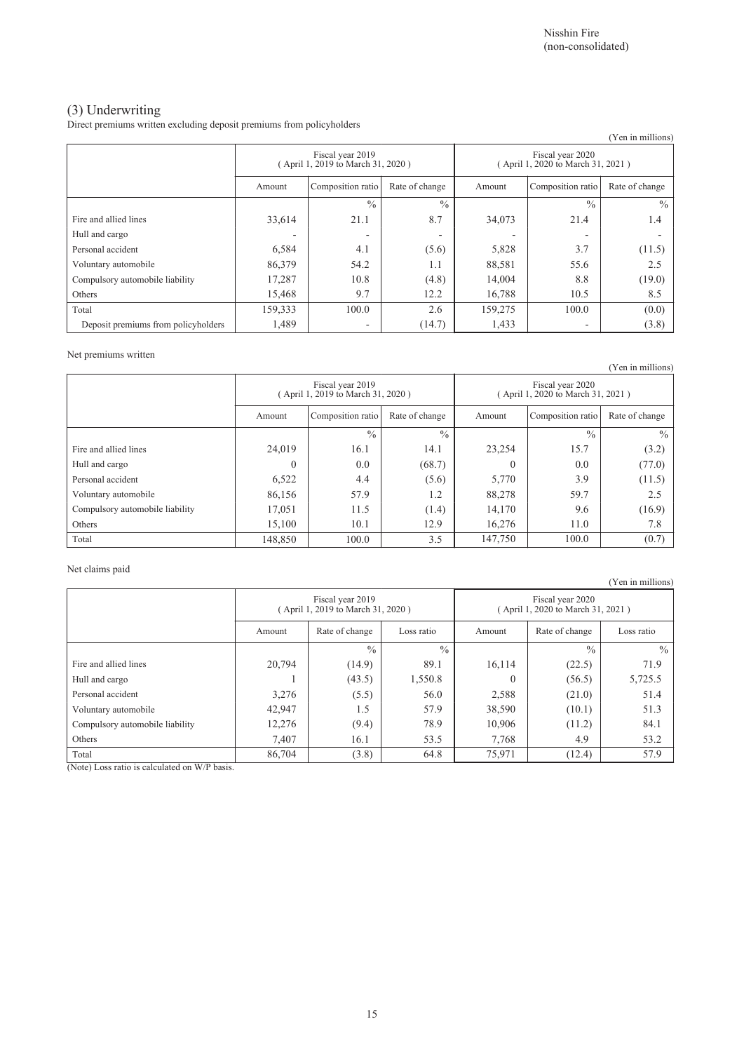Nisshin Fire
(non-consolidated)

## (3) Underwriting

Direct premiums written excluding deposit premiums from policyholders

(Yen in millions)

| | Fiscal year 2019 ( April 1, 2019 to March 31, 2020 ) | | | Fiscal year 2020 ( April 1, 2020 to March 31, 2021 ) | | |
|---|---|---|---|---|---|---|
| | Amount | Composition ratio | Rate of change | Amount | Composition ratio | Rate of change |
| | | % | % | | % | % |
| Fire and allied lines | 33,614 | 21.1 | 8.7 | 34,073 | 21.4 | 1.4 |
| Hull and cargo | - | - | - | - | - | - |
| Personal accident | 6,584 | 4.1 | (5.6) | 5,828 | 3.7 | (11.5) |
| Voluntary automobile | 86,379 | 54.2 | 1.1 | 88,581 | 55.6 | 2.5 |
| Compulsory automobile liability | 17,287 | 10.8 | (4.8) | 14,004 | 8.8 | (19.0) |
| Others | 15,468 | 9.7 | 12.2 | 16,788 | 10.5 | 8.5 |
| Total | 159,333 | 100.0 | 2.6 | 159,275 | 100.0 | (0.0) |
| Deposit premiums from policyholders | 1,489 | - | (14.7) | 1,433 | - | (3.8) |

Net premiums written

(Yen in millions)

| | Fiscal year 2019 ( April 1, 2019 to March 31, 2020 ) | | | Fiscal year 2020 ( April 1, 2020 to March 31, 2021 ) | | |
|---|---|---|---|---|---|---|
| | Amount | Composition ratio | Rate of change | Amount | Composition ratio | Rate of change |
| | | % | % | | % | % |
| Fire and allied lines | 24,019 | 16.1 | 14.1 | 23,254 | 15.7 | (3.2) |
| Hull and cargo | 0 | 0.0 | (68.7) | 0 | 0.0 | (77.0) |
| Personal accident | 6,522 | 4.4 | (5.6) | 5,770 | 3.9 | (11.5) |
| Voluntary automobile | 86,156 | 57.9 | 1.2 | 88,278 | 59.7 | 2.5 |
| Compulsory automobile liability | 17,051 | 11.5 | (1.4) | 14,170 | 9.6 | (16.9) |
| Others | 15,100 | 10.1 | 12.9 | 16,276 | 11.0 | 7.8 |
| Total | 148,850 | 100.0 | 3.5 | 147,750 | 100.0 | (0.7) |

Net claims paid

(Yen in millions)

| | Fiscal year 2019 ( April 1, 2019 to March 31, 2020 ) | | | Fiscal year 2020 ( April 1, 2020 to March 31, 2021 ) | | |
|---|---|---|---|---|---|---|
| | Amount | Rate of change | Loss ratio | Amount | Rate of change | Loss ratio |
| | | % | % | | % | % |
| Fire and allied lines | 20,794 | (14.9) | 89.1 | 16,114 | (22.5) | 71.9 |
| Hull and cargo | 1 | (43.5) | 1,550.8 | 0 | (56.5) | 5,725.5 |
| Personal accident | 3,276 | (5.5) | 56.0 | 2,588 | (21.0) | 51.4 |
| Voluntary automobile | 42,947 | 1.5 | 57.9 | 38,590 | (10.1) | 51.3 |
| Compulsory automobile liability | 12,276 | (9.4) | 78.9 | 10,906 | (11.2) | 84.1 |
| Others | 7,407 | 16.1 | 53.5 | 7,768 | 4.9 | 53.2 |
| Total | 86,704 | (3.8) | 64.8 | 75,971 | (12.4) | 57.9 |

(Note) Loss ratio is calculated on W/P basis.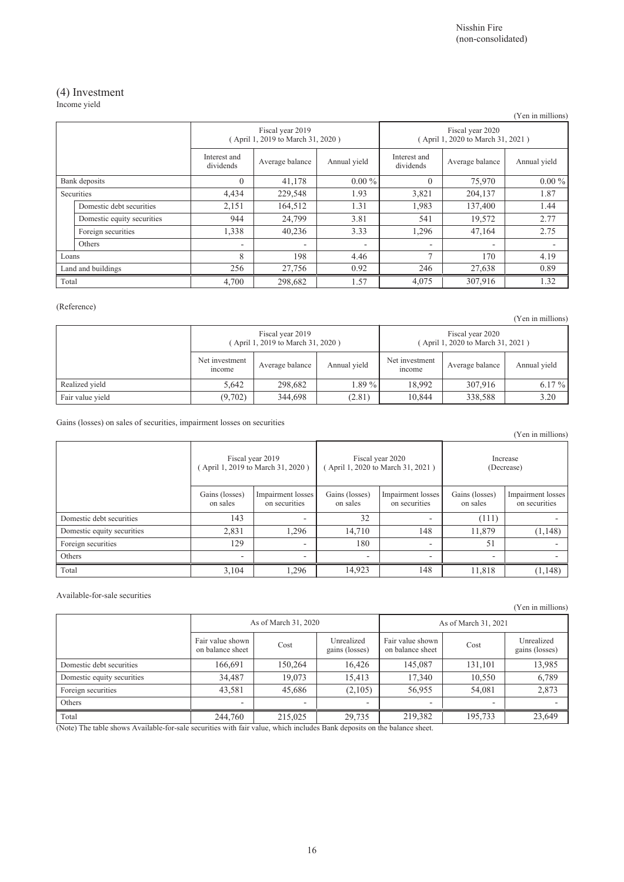Nisshin Fire
(non-consolidated)

## (4) Investment

Income yield

(Yen in millions)

| | Fiscal year 2019 ( April 1, 2019 to March 31, 2020 ) | | | Fiscal year 2020 ( April 1, 2020 to March 31, 2021 ) | | |
|---|---|---|---|---|---|---|
| | Interest and dividends | Average balance | Annual yield | Interest and dividends | Average balance | Annual yield |
| Bank deposits | 0 | 41,178 | 0.00 % | 0 | 75,970 | 0.00 % |
| Securities | 4,434 | 229,548 | 1.93 | 3,821 | 204,137 | 1.87 |
| Domestic debt securities | 2,151 | 164,512 | 1.31 | 1,983 | 137,400 | 1.44 |
| Domestic equity securities | 944 | 24,799 | 3.81 | 541 | 19,572 | 2.77 |
| Foreign securities | 1,338 | 40,236 | 3.33 | 1,296 | 47,164 | 2.75 |
| Others | - | - | - | - | - | - |
| Loans | 8 | 198 | 4.46 | 7 | 170 | 4.19 |
| Land and buildings | 256 | 27,756 | 0.92 | 246 | 27,638 | 0.89 |
| Total | 4,700 | 298,682 | 1.57 | 4,075 | 307,916 | 1.32 |

(Reference)

(Yen in millions)

| | Fiscal year 2019 ( April 1, 2019 to March 31, 2020 ) | | | Fiscal year 2020 ( April 1, 2020 to March 31, 2021 ) | | |
|---|---|---|---|---|---|---|
| | Net investment income | Average balance | Annual yield | Net investment income | Average balance | Annual yield |
| Realized yield | 5,642 | 298,682 | 1.89 % | 18,992 | 307,916 | 6.17 % |
| Fair value yield | (9,702) | 344,698 | (2.81) | 10,844 | 338,588 | 3.20 |

Gains (losses) on sales of securities, impairment losses on securities

(Yen in millions)

| | Fiscal year 2019 ( April 1, 2019 to March 31, 2020 ) | | Fiscal year 2020 ( April 1, 2020 to March 31, 2021 ) | | Increase (Decrease) | |
|---|---|---|---|---|---|---|
| | Gains (losses) on sales | Impairment losses on securities | Gains (losses) on sales | Impairment losses on securities | Gains (losses) on sales | Impairment losses on securities |
| Domestic debt securities | 143 | - | 32 | - | (111) | - |
| Domestic equity securities | 2,831 | 1,296 | 14,710 | 148 | 11,879 | (1,148) |
| Foreign securities | 129 | - | 180 | - | 51 | - |
| Others | - | - | - | - | - | - |
| Total | 3,104 | 1,296 | 14,923 | 148 | 11,818 | (1,148) |

Available-for-sale securities

(Yen in millions)

| | As of March 31, 2020 | | | As of March 31, 2021 | | |
|---|---|---|---|---|---|---|
| | Fair value shown on balance sheet | Cost | Unrealized gains (losses) | Fair value shown on balance sheet | Cost | Unrealized gains (losses) |
| Domestic debt securities | 166,691 | 150,264 | 16,426 | 145,087 | 131,101 | 13,985 |
| Domestic equity securities | 34,487 | 19,073 | 15,413 | 17,340 | 10,550 | 6,789 |
| Foreign securities | 43,581 | 45,686 | (2,105) | 56,955 | 54,081 | 2,873 |
| Others | - | - | - | - | - | - |
| Total | 244,760 | 215,025 | 29,735 | 219,382 | 195,733 | 23,649 |

(Note) The table shows Available-for-sale securities with fair value, which includes Bank deposits on the balance sheet.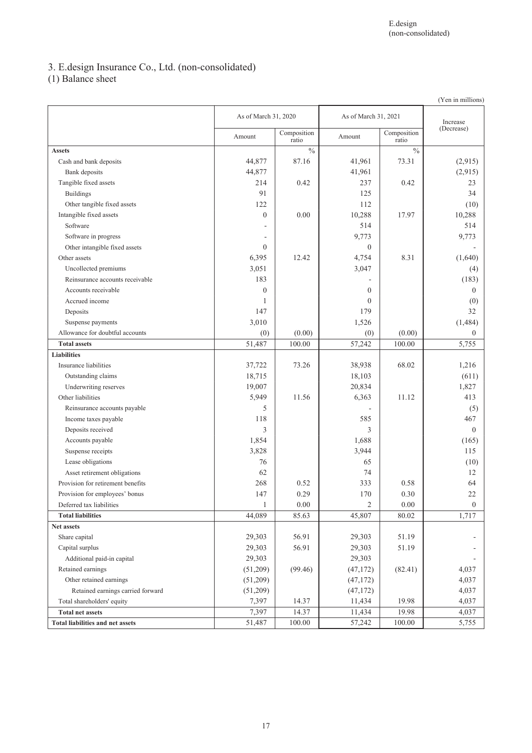## 3. E.design Insurance Co., Ltd. (non-consolidated)

### (1) Balance sheet

(Yen in millions)

| | As of March 31, 2020 | | As of March 31, 2021 | | Increase (Decrease) |
|---|---|---|---|---|---|
| | Amount | Composition ratio | Amount | Composition ratio | |
| **Assets** | | % | | % | |
| Cash and bank deposits | 44,877 | 87.16 | 41,961 | 73.31 | (2,915) |
| Bank deposits | 44,877 | | 41,961 | | (2,915) |
| Tangible fixed assets | 214 | 0.42 | 237 | 0.42 | 23 |
| Buildings | 91 | | 125 | | 34 |
| Other tangible fixed assets | 122 | | 112 | | (10) |
| Intangible fixed assets | 0 | 0.00 | 10,288 | 17.97 | 10,288 |
| Software | - | | 514 | | 514 |
| Software in progress | - | | 9,773 | | 9,773 |
| Other intangible fixed assets | 0 | | 0 | | - |
| Other assets | 6,395 | 12.42 | 4,754 | 8.31 | (1,640) |
| Uncollected premiums | 3,051 | | 3,047 | | (4) |
| Reinsurance accounts receivable | 183 | | - | | (183) |
| Accounts receivable | 0 | | 0 | | 0 |
| Accrued income | 1 | | 0 | | (0) |
| Deposits | 147 | | 179 | | 32 |
| Suspense payments | 3,010 | | 1,526 | | (1,484) |
| Allowance for doubtful accounts | (0) | (0.00) | (0) | (0.00) | 0 |
| **Total assets** | 51,487 | 100.00 | 57,242 | 100.00 | 5,755 |
| **Liabilities** | | | | | |
| Insurance liabilities | 37,722 | 73.26 | 38,938 | 68.02 | 1,216 |
| Outstanding claims | 18,715 | | 18,103 | | (611) |
| Underwriting reserves | 19,007 | | 20,834 | | 1,827 |
| Other liabilities | 5,949 | 11.56 | 6,363 | 11.12 | 413 |
| Reinsurance accounts payable | 5 | | - | | (5) |
| Income taxes payable | 118 | | 585 | | 467 |
| Deposits received | 3 | | 3 | | 0 |
| Accounts payable | 1,854 | | 1,688 | | (165) |
| Suspense receipts | 3,828 | | 3,944 | | 115 |
| Lease obligations | 76 | | 65 | | (10) |
| Asset retirement obligations | 62 | | 74 | | 12 |
| Provision for retirement benefits | 268 | 0.52 | 333 | 0.58 | 64 |
| Provision for employees' bonus | 147 | 0.29 | 170 | 0.30 | 22 |
| Deferred tax liabilities | 1 | 0.00 | 2 | 0.00 | 0 |
| **Total liabilities** | 44,089 | 85.63 | 45,807 | 80.02 | 1,717 |
| **Net assets** | | | | | |
| Share capital | 29,303 | 56.91 | 29,303 | 51.19 | - |
| Capital surplus | 29,303 | 56.91 | 29,303 | 51.19 | - |
| Additional paid-in capital | 29,303 | | 29,303 | | - |
| Retained earnings | (51,209) | (99.46) | (47,172) | (82.41) | 4,037 |
| Other retained earnings | (51,209) | | (47,172) | | 4,037 |
| Retained earnings carried forward | (51,209) | | (47,172) | | 4,037 |
| Total shareholders' equity | 7,397 | 14.37 | 11,434 | 19.98 | 4,037 |
| **Total net assets** | 7,397 | 14.37 | 11,434 | 19.98 | 4,037 |
| **Total liabilities and net assets** | 51,487 | 100.00 | 57,242 | 100.00 | 5,755 |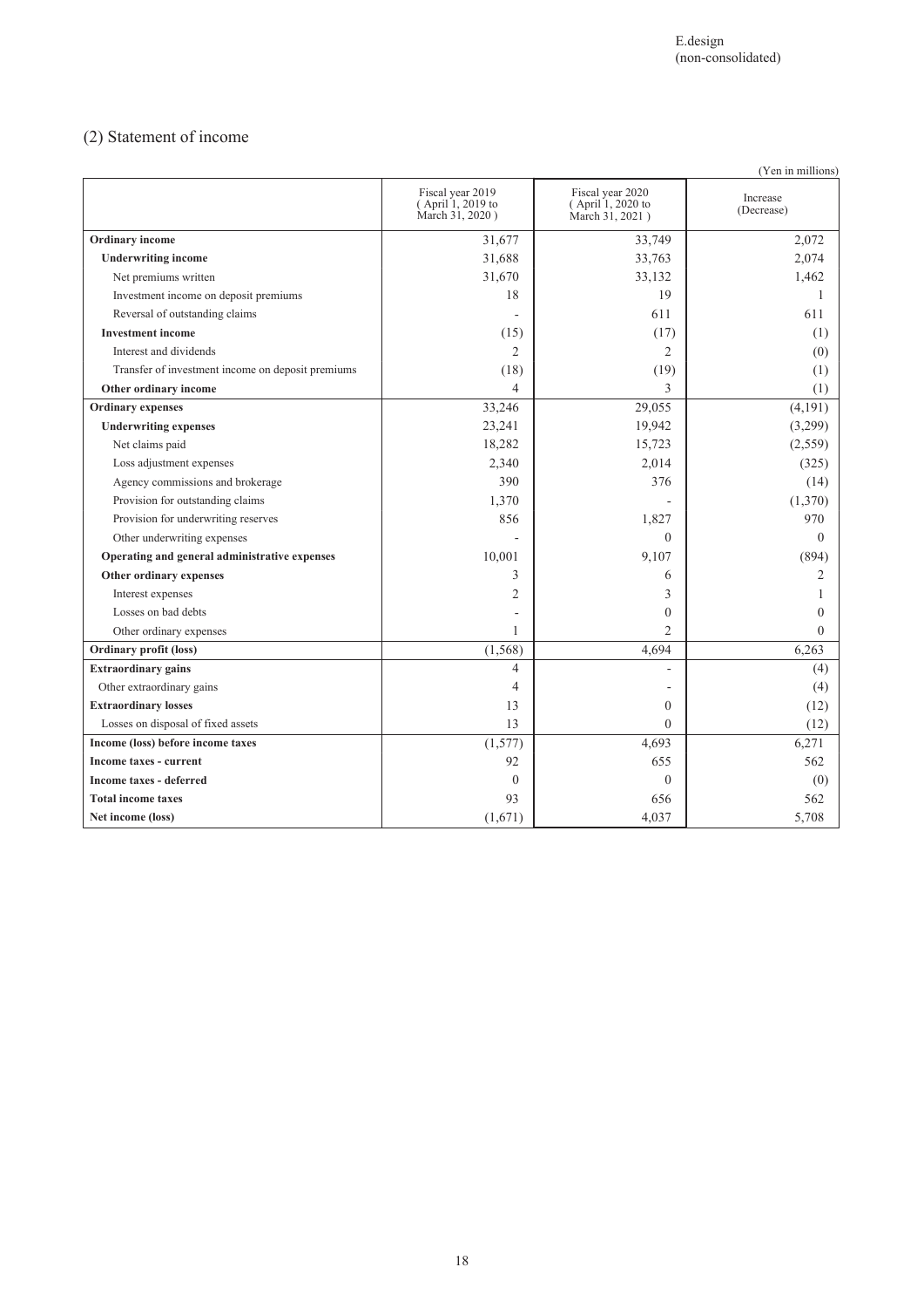E.design
(non-consolidated)

## (2) Statement of income

(Yen in millions)

| | Fiscal year 2019 ( April 1, 2019 to March 31, 2020 ) | Fiscal year 2020 ( April 1, 2020 to March 31, 2021 ) | Increase (Decrease) |
|---|---|---|---|
| **Ordinary income** | 31,677 | 33,749 | 2,072 |
| **Underwriting income** | 31,688 | 33,763 | 2,074 |
| Net premiums written | 31,670 | 33,132 | 1,462 |
| Investment income on deposit premiums | 18 | 19 | 1 |
| Reversal of outstanding claims | - | 611 | 611 |
| **Investment income** | (15) | (17) | (1) |
| Interest and dividends | 2 | 2 | (0) |
| Transfer of investment income on deposit premiums | (18) | (19) | (1) |
| **Other ordinary income** | 4 | 3 | (1) |
| **Ordinary expenses** | 33,246 | 29,055 | (4,191) |
| **Underwriting expenses** | 23,241 | 19,942 | (3,299) |
| Net claims paid | 18,282 | 15,723 | (2,559) |
| Loss adjustment expenses | 2,340 | 2,014 | (325) |
| Agency commissions and brokerage | 390 | 376 | (14) |
| Provision for outstanding claims | 1,370 | - | (1,370) |
| Provision for underwriting reserves | 856 | 1,827 | 970 |
| Other underwriting expenses | - | 0 | 0 |
| **Operating and general administrative expenses** | 10,001 | 9,107 | (894) |
| **Other ordinary expenses** | 3 | 6 | 2 |
| Interest expenses | 2 | 3 | 1 |
| Losses on bad debts | - | 0 | 0 |
| Other ordinary expenses | 1 | 2 | 0 |
| **Ordinary profit (loss)** | (1,568) | 4,694 | 6,263 |
| **Extraordinary gains** | 4 | - | (4) |
| Other extraordinary gains | 4 | - | (4) |
| **Extraordinary losses** | 13 | 0 | (12) |
| Losses on disposal of fixed assets | 13 | 0 | (12) |
| **Income (loss) before income taxes** | (1,577) | 4,693 | 6,271 |
| **Income taxes - current** | 92 | 655 | 562 |
| **Income taxes - deferred** | 0 | 0 | (0) |
| **Total income taxes** | 93 | 656 | 562 |
| **Net income (loss)** | (1,671) | 4,037 | 5,708 |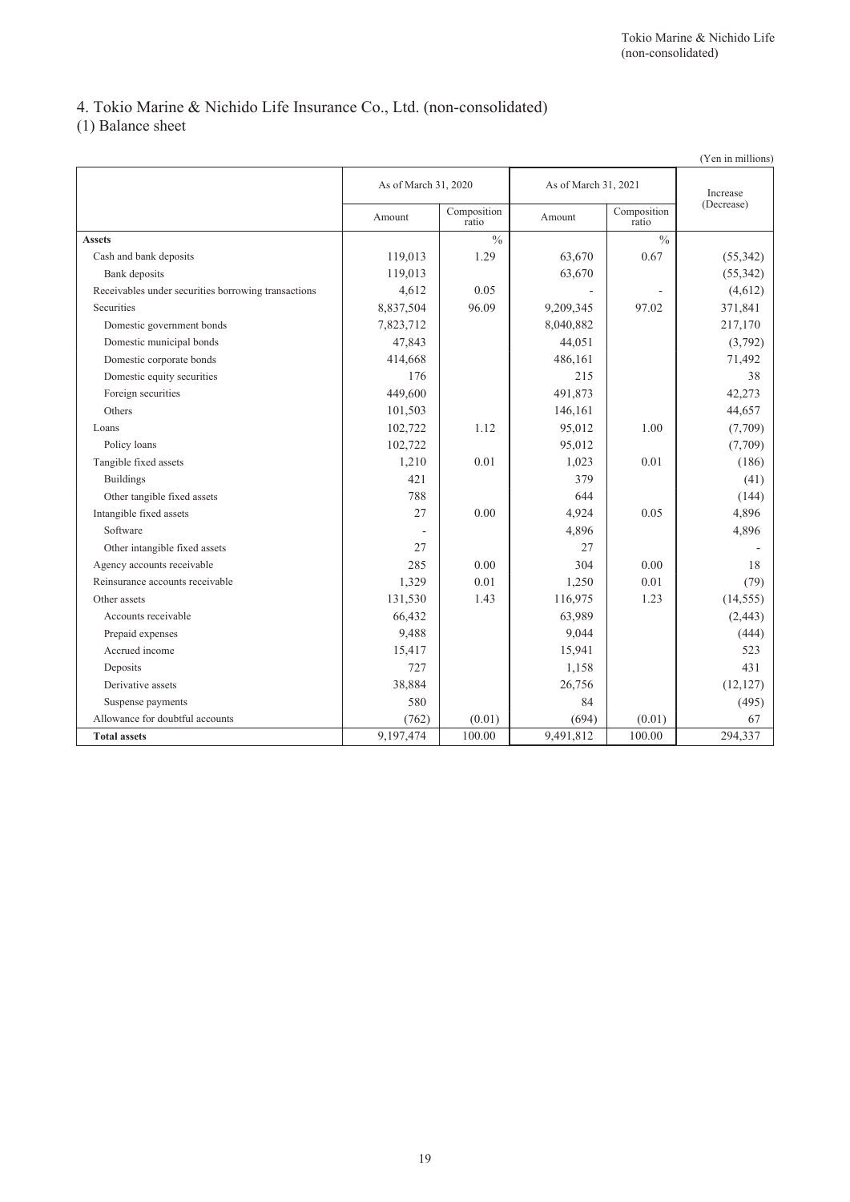# 4. Tokio Marine & Nichido Life Insurance Co., Ltd. (non-consolidated)

## (1) Balance sheet

(Yen in millions)

| | As of March 31, 2020 | | As of March 31, 2021 | | Increase (Decrease) |
|---|---|---|---|---|---|
| | Amount | Composition ratio | Amount | Composition ratio | |
| **Assets** | | % | | % | |
| Cash and bank deposits | 119,013 | 1.29 | 63,670 | 0.67 | (55,342) |
| Bank deposits | 119,013 | | 63,670 | | (55,342) |
| Receivables under securities borrowing transactions | 4,612 | 0.05 | - | - | (4,612) |
| Securities | 8,837,504 | 96.09 | 9,209,345 | 97.02 | 371,841 |
| Domestic government bonds | 7,823,712 | | 8,040,882 | | 217,170 |
| Domestic municipal bonds | 47,843 | | 44,051 | | (3,792) |
| Domestic corporate bonds | 414,668 | | 486,161 | | 71,492 |
| Domestic equity securities | 176 | | 215 | | 38 |
| Foreign securities | 449,600 | | 491,873 | | 42,273 |
| Others | 101,503 | | 146,161 | | 44,657 |
| Loans | 102,722 | 1.12 | 95,012 | 1.00 | (7,709) |
| Policy loans | 102,722 | | 95,012 | | (7,709) |
| Tangible fixed assets | 1,210 | 0.01 | 1,023 | 0.01 | (186) |
| Buildings | 421 | | 379 | | (41) |
| Other tangible fixed assets | 788 | | 644 | | (144) |
| Intangible fixed assets | 27 | 0.00 | 4,924 | 0.05 | 4,896 |
| Software | - | | 4,896 | | 4,896 |
| Other intangible fixed assets | 27 | | 27 | | - |
| Agency accounts receivable | 285 | 0.00 | 304 | 0.00 | 18 |
| Reinsurance accounts receivable | 1,329 | 0.01 | 1,250 | 0.01 | (79) |
| Other assets | 131,530 | 1.43 | 116,975 | 1.23 | (14,555) |
| Accounts receivable | 66,432 | | 63,989 | | (2,443) |
| Prepaid expenses | 9,488 | | 9,044 | | (444) |
| Accrued income | 15,417 | | 15,941 | | 523 |
| Deposits | 727 | | 1,158 | | 431 |
| Derivative assets | 38,884 | | 26,756 | | (12,127) |
| Suspense payments | 580 | | 84 | | (495) |
| Allowance for doubtful accounts | (762) | (0.01) | (694) | (0.01) | 67 |
| **Total assets** | 9,197,474 | 100.00 | 9,491,812 | 100.00 | 294,337 |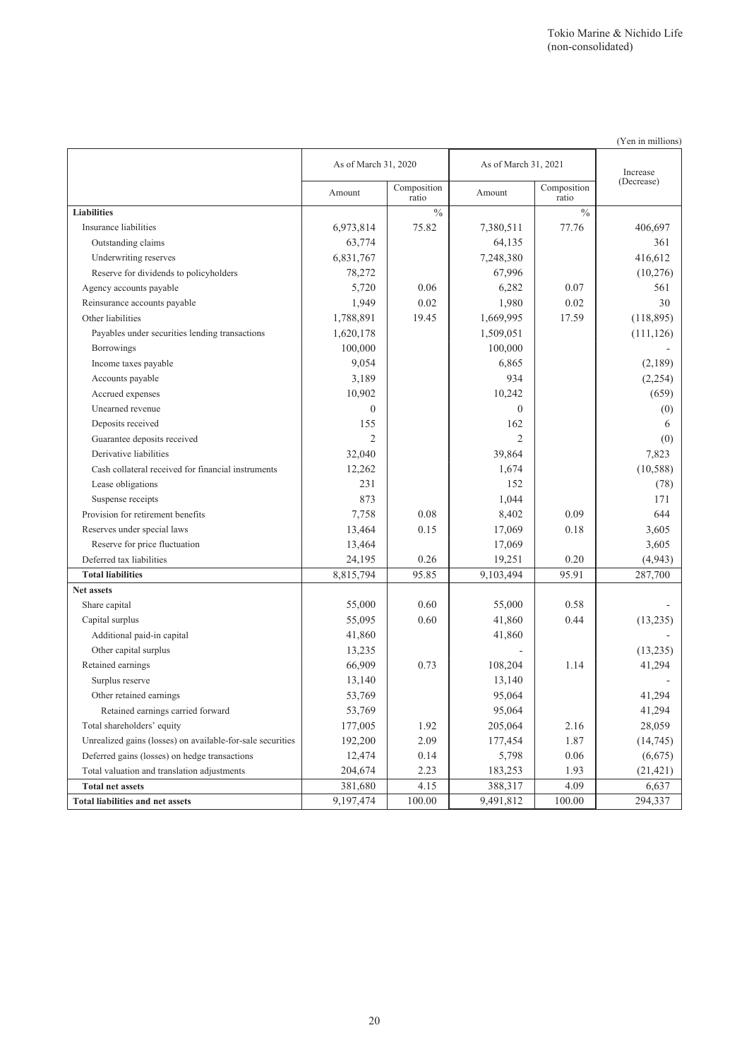Tokio Marine & Nichido Life
(non-consolidated)

(Yen in millions)

| | As of March 31, 2020 | | As of March 31, 2021 | | Increase (Decrease) |
|---|---|---|---|---|---|
| | Amount | Composition ratio | Amount | Composition ratio | |
| **Liabilities** | | % | | % | |
| Insurance liabilities | 6,973,814 | 75.82 | 7,380,511 | 77.76 | 406,697 |
| Outstanding claims | 63,774 | | 64,135 | | 361 |
| Underwriting reserves | 6,831,767 | | 7,248,380 | | 416,612 |
| Reserve for dividends to policyholders | 78,272 | | 67,996 | | (10,276) |
| Agency accounts payable | 5,720 | 0.06 | 6,282 | 0.07 | 561 |
| Reinsurance accounts payable | 1,949 | 0.02 | 1,980 | 0.02 | 30 |
| Other liabilities | 1,788,891 | 19.45 | 1,669,995 | 17.59 | (118,895) |
| Payables under securities lending transactions | 1,620,178 | | 1,509,051 | | (111,126) |
| Borrowings | 100,000 | | 100,000 | | - |
| Income taxes payable | 9,054 | | 6,865 | | (2,189) |
| Accounts payable | 3,189 | | 934 | | (2,254) |
| Accrued expenses | 10,902 | | 10,242 | | (659) |
| Unearned revenue | 0 | | 0 | | (0) |
| Deposits received | 155 | | 162 | | 6 |
| Guarantee deposits received | 2 | | 2 | | (0) |
| Derivative liabilities | 32,040 | | 39,864 | | 7,823 |
| Cash collateral received for financial instruments | 12,262 | | 1,674 | | (10,588) |
| Lease obligations | 231 | | 152 | | (78) |
| Suspense receipts | 873 | | 1,044 | | 171 |
| Provision for retirement benefits | 7,758 | 0.08 | 8,402 | 0.09 | 644 |
| Reserves under special laws | 13,464 | 0.15 | 17,069 | 0.18 | 3,605 |
| Reserve for price fluctuation | 13,464 | | 17,069 | | 3,605 |
| Deferred tax liabilities | 24,195 | 0.26 | 19,251 | 0.20 | (4,943) |
| **Total liabilities** | 8,815,794 | 95.85 | 9,103,494 | 95.91 | 287,700 |
| **Net assets** | | | | | |
| Share capital | 55,000 | 0.60 | 55,000 | 0.58 | - |
| Capital surplus | 55,095 | 0.60 | 41,860 | 0.44 | (13,235) |
| Additional paid-in capital | 41,860 | | 41,860 | | - |
| Other capital surplus | 13,235 | | - | | (13,235) |
| Retained earnings | 66,909 | 0.73 | 108,204 | 1.14 | 41,294 |
| Surplus reserve | 13,140 | | 13,140 | | - |
| Other retained earnings | 53,769 | | 95,064 | | 41,294 |
| Retained earnings carried forward | 53,769 | | 95,064 | | 41,294 |
| Total shareholders' equity | 177,005 | 1.92 | 205,064 | 2.16 | 28,059 |
| Unrealized gains (losses) on available-for-sale securities | 192,200 | 2.09 | 177,454 | 1.87 | (14,745) |
| Deferred gains (losses) on hedge transactions | 12,474 | 0.14 | 5,798 | 0.06 | (6,675) |
| Total valuation and translation adjustments | 204,674 | 2.23 | 183,253 | 1.93 | (21,421) |
| **Total net assets** | 381,680 | 4.15 | 388,317 | 4.09 | 6,637 |
| **Total liabilities and net assets** | 9,197,474 | 100.00 | 9,491,812 | 100.00 | 294,337 |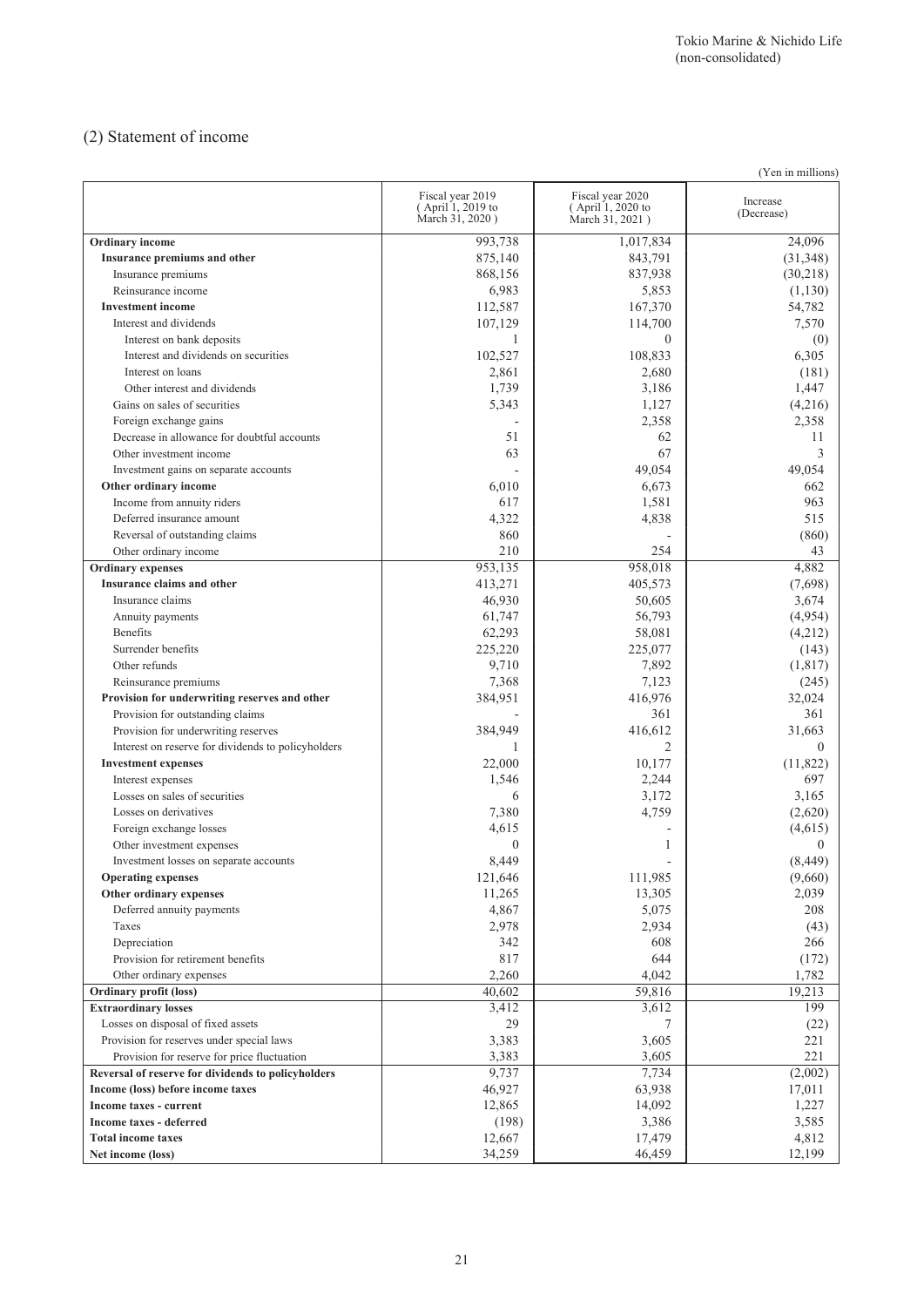Tokio Marine & Nichido Life
(non-consolidated)

## (2) Statement of income

(Yen in millions)

| | Fiscal year 2019 (April 1, 2019 to March 31, 2020) | Fiscal year 2020 (April 1, 2020 to March 31, 2021) | Increase (Decrease) |
|---|---|---|---|
| **Ordinary income** | 993,738 | 1,017,834 | 24,096 |
| **Insurance premiums and other** | 875,140 | 843,791 | (31,348) |
| Insurance premiums | 868,156 | 837,938 | (30,218) |
| Reinsurance income | 6,983 | 5,853 | (1,130) |
| **Investment income** | 112,587 | 167,370 | 54,782 |
| Interest and dividends | 107,129 | 114,700 | 7,570 |
| Interest on bank deposits | 1 | 0 | (0) |
| Interest and dividends on securities | 102,527 | 108,833 | 6,305 |
| Interest on loans | 2,861 | 2,680 | (181) |
| Other interest and dividends | 1,739 | 3,186 | 1,447 |
| Gains on sales of securities | 5,343 | 1,127 | (4,216) |
| Foreign exchange gains | - | 2,358 | 2,358 |
| Decrease in allowance for doubtful accounts | 51 | 62 | 11 |
| Other investment income | 63 | 67 | 3 |
| Investment gains on separate accounts | - | 49,054 | 49,054 |
| **Other ordinary income** | 6,010 | 6,673 | 662 |
| Income from annuity riders | 617 | 1,581 | 963 |
| Deferred insurance amount | 4,322 | 4,838 | 515 |
| Reversal of outstanding claims | 860 | - | (860) |
| Other ordinary income | 210 | 254 | 43 |
| **Ordinary expenses** | 953,135 | 958,018 | 4,882 |
| **Insurance claims and other** | 413,271 | 405,573 | (7,698) |
| Insurance claims | 46,930 | 50,605 | 3,674 |
| Annuity payments | 61,747 | 56,793 | (4,954) |
| Benefits | 62,293 | 58,081 | (4,212) |
| Surrender benefits | 225,220 | 225,077 | (143) |
| Other refunds | 9,710 | 7,892 | (1,817) |
| Reinsurance premiums | 7,368 | 7,123 | (245) |
| **Provision for underwriting reserves and other** | 384,951 | 416,976 | 32,024 |
| Provision for outstanding claims | - | 361 | 361 |
| Provision for underwriting reserves | 384,949 | 416,612 | 31,663 |
| Interest on reserve for dividends to policyholders | 1 | 2 | 0 |
| **Investment expenses** | 22,000 | 10,177 | (11,822) |
| Interest expenses | 1,546 | 2,244 | 697 |
| Losses on sales of securities | 6 | 3,172 | 3,165 |
| Losses on derivatives | 7,380 | 4,759 | (2,620) |
| Foreign exchange losses | 4,615 | - | (4,615) |
| Other investment expenses | 0 | 1 | 0 |
| Investment losses on separate accounts | 8,449 | - | (8,449) |
| **Operating expenses** | 121,646 | 111,985 | (9,660) |
| **Other ordinary expenses** | 11,265 | 13,305 | 2,039 |
| Deferred annuity payments | 4,867 | 5,075 | 208 |
| Taxes | 2,978 | 2,934 | (43) |
| Depreciation | 342 | 608 | 266 |
| Provision for retirement benefits | 817 | 644 | (172) |
| Other ordinary expenses | 2,260 | 4,042 | 1,782 |
| **Ordinary profit (loss)** | 40,602 | 59,816 | 19,213 |
| **Extraordinary losses** | 3,412 | 3,612 | 199 |
| Losses on disposal of fixed assets | 29 | 7 | (22) |
| Provision for reserves under special laws | 3,383 | 3,605 | 221 |
| Provision for reserve for price fluctuation | 3,383 | 3,605 | 221 |
| **Reversal of reserve for dividends to policyholders** | 9,737 | 7,734 | (2,002) |
| **Income (loss) before income taxes** | 46,927 | 63,938 | 17,011 |
| **Income taxes - current** | 12,865 | 14,092 | 1,227 |
| **Income taxes - deferred** | (198) | 3,386 | 3,585 |
| **Total income taxes** | 12,667 | 17,479 | 4,812 |
| **Net income (loss)** | 34,259 | 46,459 | 12,199 |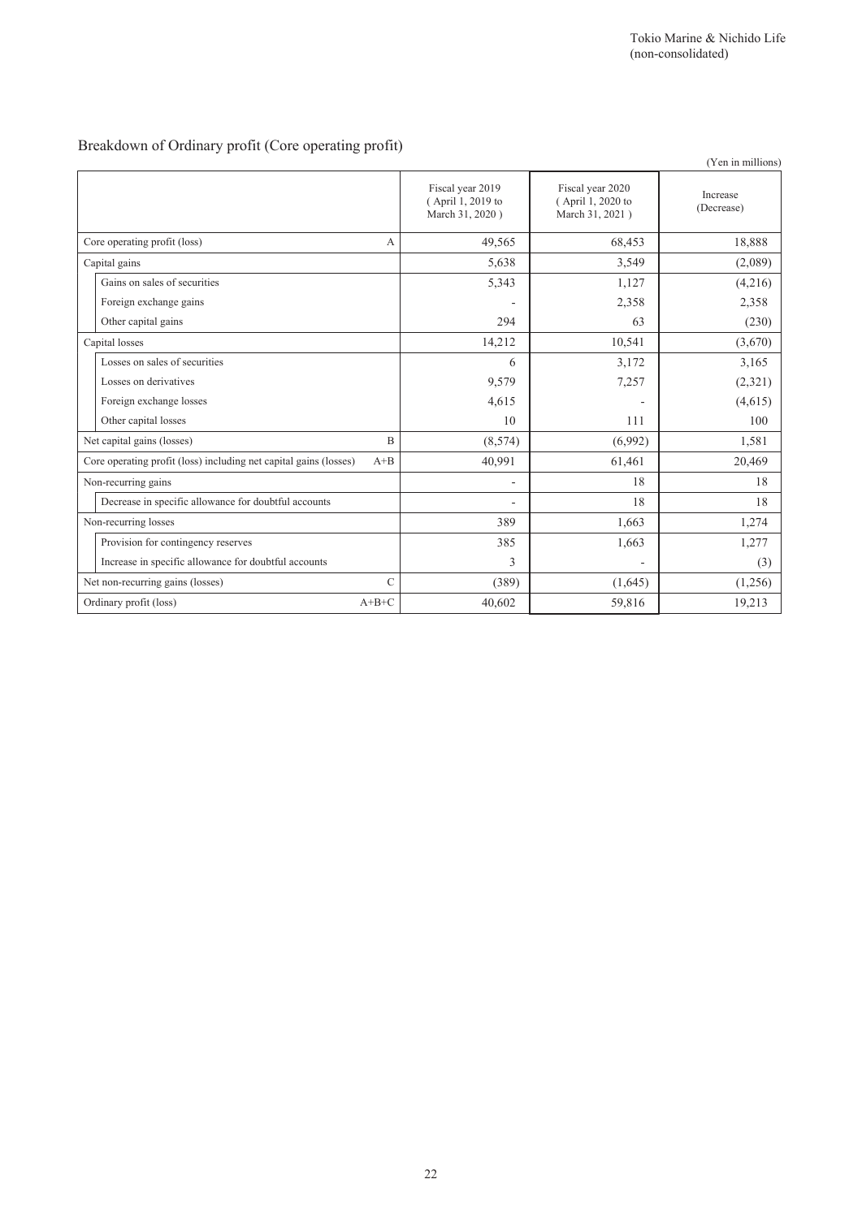Tokio Marine & Nichido Life
(non-consolidated)

## Breakdown of Ordinary profit (Core operating profit)

(Yen in millions)

| | | Fiscal year 2019 ( April 1, 2019 to March 31, 2020 ) | Fiscal year 2020 ( April 1, 2020 to March 31, 2021 ) | Increase (Decrease) |
|---|---|---|---|---|
| Core operating profit (loss) | A | 49,565 | 68,453 | 18,888 |
| Capital gains | | 5,638 | 3,549 | (2,089) |
| Gains on sales of securities | | 5,343 | 1,127 | (4,216) |
| Foreign exchange gains | | - | 2,358 | 2,358 |
| Other capital gains | | 294 | 63 | (230) |
| Capital losses | | 14,212 | 10,541 | (3,670) |
| Losses on sales of securities | | 6 | 3,172 | 3,165 |
| Losses on derivatives | | 9,579 | 7,257 | (2,321) |
| Foreign exchange losses | | 4,615 | - | (4,615) |
| Other capital losses | | 10 | 111 | 100 |
| Net capital gains (losses) | B | (8,574) | (6,992) | 1,581 |
| Core operating profit (loss) including net capital gains (losses) | A+B | 40,991 | 61,461 | 20,469 |
| Non-recurring gains | | - | 18 | 18 |
| Decrease in specific allowance for doubtful accounts | | - | 18 | 18 |
| Non-recurring losses | | 389 | 1,663 | 1,274 |
| Provision for contingency reserves | | 385 | 1,663 | 1,277 |
| Increase in specific allowance for doubtful accounts | | 3 | - | (3) |
| Net non-recurring gains (losses) | C | (389) | (1,645) | (1,256) |
| Ordinary profit (loss) | A+B+C | 40,602 | 59,816 | 19,213 |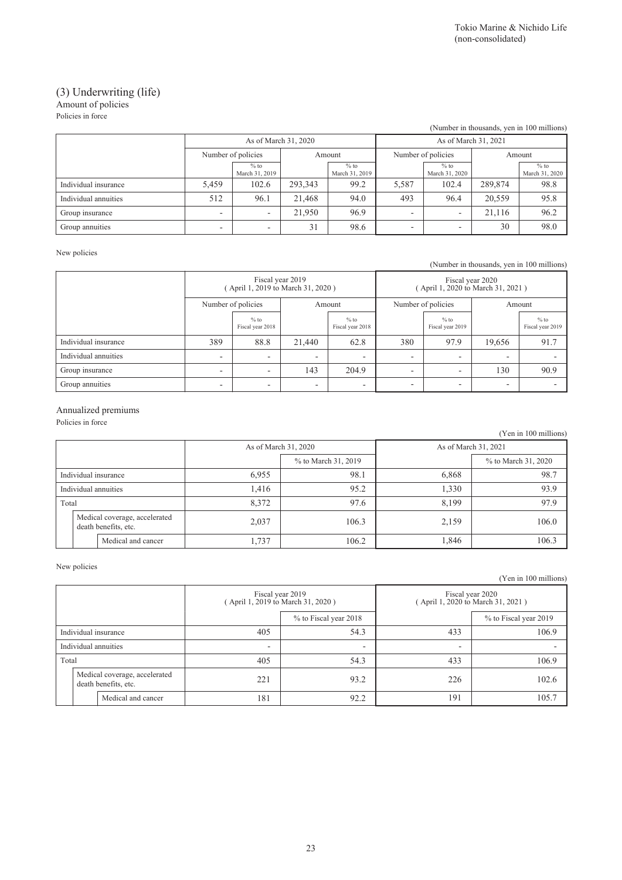## (3) Underwriting (life)

### Amount of policies

Policies in force

(Number in thousands, yen in 100 millions)

| | As of March 31, 2020 | | | | As of March 31, 2021 | | | |
|---|---|---|---|---|---|---|---|---|
| | Number of policies | | Amount | | Number of policies | | Amount | |
| | | % to March 31, 2019 | | % to March 31, 2019 | | % to March 31, 2020 | | % to March 31, 2020 |
| Individual insurance | 5,459 | 102.6 | 293,343 | 99.2 | 5,587 | 102.4 | 289,874 | 98.8 |
| Individual annuities | 512 | 96.1 | 21,468 | 94.0 | 493 | 96.4 | 20,559 | 95.8 |
| Group insurance | - | - | 21,950 | 96.9 | - | - | 21,116 | 96.2 |
| Group annuities | - | - | 31 | 98.6 | - | - | 30 | 98.0 |

New policies

(Number in thousands, yen in 100 millions)

| | Fiscal year 2019 ( April 1, 2019 to March 31, 2020 ) | | | | Fiscal year 2020 ( April 1, 2020 to March 31, 2021 ) | | | |
|---|---|---|---|---|---|---|---|---|
| | Number of policies | | Amount | | Number of policies | | Amount | |
| | | % to Fiscal year 2018 | | % to Fiscal year 2018 | | % to Fiscal year 2019 | | % to Fiscal year 2019 |
| Individual insurance | 389 | 88.8 | 21,440 | 62.8 | 380 | 97.9 | 19,656 | 91.7 |
| Individual annuities | - | - | - | - | - | - | - | - |
| Group insurance | - | - | 143 | 204.9 | - | - | 130 | 90.9 |
| Group annuities | - | - | - | - | - | - | - | - |

### Annualized premiums

Policies in force

(Yen in 100 millions)

| | As of March 31, 2020 | | As of March 31, 2021 | |
|---|---|---|---|---|
| | | % to March 31, 2019 | | % to March 31, 2020 |
| Individual insurance | 6,955 | 98.1 | 6,868 | 98.7 |
| Individual annuities | 1,416 | 95.2 | 1,330 | 93.9 |
| Total | 8,372 | 97.6 | 8,199 | 97.9 |
| Medical coverage, accelerated death benefits, etc. | 2,037 | 106.3 | 2,159 | 106.0 |
| Medical and cancer | 1,737 | 106.2 | 1,846 | 106.3 |

New policies

(Yen in 100 millions)

| | Fiscal year 2019 ( April 1, 2019 to March 31, 2020 ) | | Fiscal year 2020 ( April 1, 2020 to March 31, 2021 ) | |
|---|---|---|---|---|
| | | % to Fiscal year 2018 | | % to Fiscal year 2019 |
| Individual insurance | 405 | 54.3 | 433 | 106.9 |
| Individual annuities | - | - | - | - |
| Total | 405 | 54.3 | 433 | 106.9 |
| Medical coverage, accelerated death benefits, etc. | 221 | 93.2 | 226 | 102.6 |
| Medical and cancer | 181 | 92.2 | 191 | 105.7 |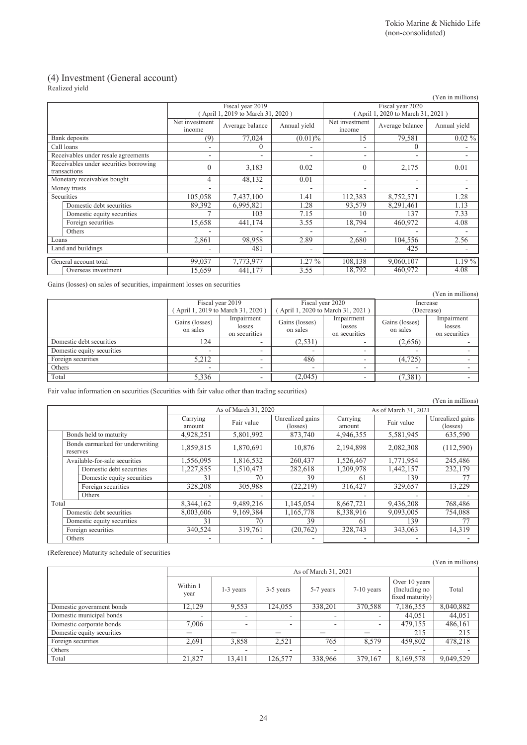## (4) Investment (General account)

Realized yield

(Yen in millions)

| | Fiscal year 2019 ( April 1, 2019 to March 31, 2020 ) | | | Fiscal year 2020 ( April 1, 2020 to March 31, 2021 ) | | |
|---|---|---|---|---|---|---|
| | Net investment income | Average balance | Annual yield | Net investment income | Average balance | Annual yield |
| Bank deposits | (9) | 77,024 | (0.01)% | 15 | 79,581 | 0.02 % |
| Call loans | - | 0 | - | - | 0 | - |
| Receivables under resale agreements | - | - | - | - | - | - |
| Receivables under securities borrowing transactions | 0 | 3,183 | 0.02 | 0 | 2,175 | 0.01 |
| Monetary receivables bought | 4 | 48,132 | 0.01 | - | - | - |
| Money trusts | - | - | - | - | - | - |
| Securities | 105,058 | 7,437,100 | 1.41 | 112,383 | 8,752,571 | 1.28 |
| Domestic debt securities | 89,392 | 6,995,821 | 1.28 | 93,579 | 8,291,461 | 1.13 |
| Domestic equity securities | 7 | 103 | 7.15 | 10 | 137 | 7.33 |
| Foreign securities | 15,658 | 441,174 | 3.55 | 18,794 | 460,972 | 4.08 |
| Others | - | - | - | - | - | - |
| Loans | 2,861 | 98,958 | 2.89 | 2,680 | 104,556 | 2.56 |
| Land and buildings | - | 481 | - | - | 425 | - |
| General account total | 99,037 | 7,773,977 | 1.27 % | 108,138 | 9,060,107 | 1.19 % |
| Overseas investment | 15,659 | 441,177 | 3.55 | 18,792 | 460,972 | 4.08 |

Gains (losses) on sales of securities, impairment losses on securities

(Yen in millions)

| | Fiscal year 2019 ( April 1, 2019 to March 31, 2020 ) | | Fiscal year 2020 ( April 1, 2020 to March 31, 2021 ) | | Increase (Decrease) | |
|---|---|---|---|---|---|---|
| | Gains (losses) on sales | Impairment losses on securities | Gains (losses) on sales | Impairment losses on securities | Gains (losses) on sales | Impairment losses on securities |
| Domestic debt securities | 124 | - | (2,531) | - | (2,656) | - |
| Domestic equity securities | - | - | - | - | - | - |
| Foreign securities | 5,212 | - | 486 | - | (4,725) | - |
| Others | - | - | - | - | - | - |
| Total | 5,336 | - | (2,045) | - | (7,381) | - |

Fair value information on securities (Securities with fair value other than trading securities)

(Yen in millions)

| | As of March 31, 2020 | | | As of March 31, 2021 | | |
|---|---|---|---|---|---|---|
| | Carrying amount | Fair value | Unrealized gains (losses) | Carrying amount | Fair value | Unrealized gains (losses) |
| Bonds held to maturity | 4,928,251 | 5,801,992 | 873,740 | 4,946,355 | 5,581,945 | 635,590 |
| Bonds earmarked for underwriting reserves | 1,859,815 | 1,870,691 | 10,876 | 2,194,898 | 2,082,308 | (112,590) |
| Available-for-sale securities | 1,556,095 | 1,816,532 | 260,437 | 1,526,467 | 1,771,954 | 245,486 |
| Domestic debt securities | 1,227,855 | 1,510,473 | 282,618 | 1,209,978 | 1,442,157 | 232,179 |
| Domestic equity securities | 31 | 70 | 39 | 61 | 139 | 77 |
| Foreign securities | 328,208 | 305,988 | (22,219) | 316,427 | 329,657 | 13,229 |
| Others | - | - | - | - | - | - |
| Total | 8,344,162 | 9,489,216 | 1,145,054 | 8,667,721 | 9,436,208 | 768,486 |
| Domestic debt securities | 8,003,606 | 9,169,384 | 1,165,778 | 8,338,916 | 9,093,005 | 754,088 |
| Domestic equity securities | 31 | 70 | 39 | 61 | 139 | 77 |
| Foreign securities | 340,524 | 319,761 | (20,762) | 328,743 | 343,063 | 14,319 |
| Others | - | - | - | - | - | - |

(Reference) Maturity schedule of securities

(Yen in millions)

| | As of March 31, 2021 | | | | | | |
|---|---|---|---|---|---|---|---|
| | Within 1 year | 1-3 years | 3-5 years | 5-7 years | 7-10 years | Over 10 years (Including no fixed maturity) | Total |
| Domestic government bonds | 12,129 | 9,553 | 124,055 | 338,201 | 370,588 | 7,186,355 | 8,040,882 |
| Domestic municipal bonds | - | - | - | - | - | 44,051 | 44,051 |
| Domestic corporate bonds | 7,006 | - | - | - | - | 479,155 | 486,161 |
| Domestic equity securities | ー | ー | ー | ー | ー | 215 | 215 |
| Foreign securities | 2,691 | 3,858 | 2,521 | 765 | 8,579 | 459,802 | 478,218 |
| Others | - | - | - | - | - | - | - |
| Total | 21,827 | 13,411 | 126,577 | 338,966 | 379,167 | 8,169,578 | 9,049,529 |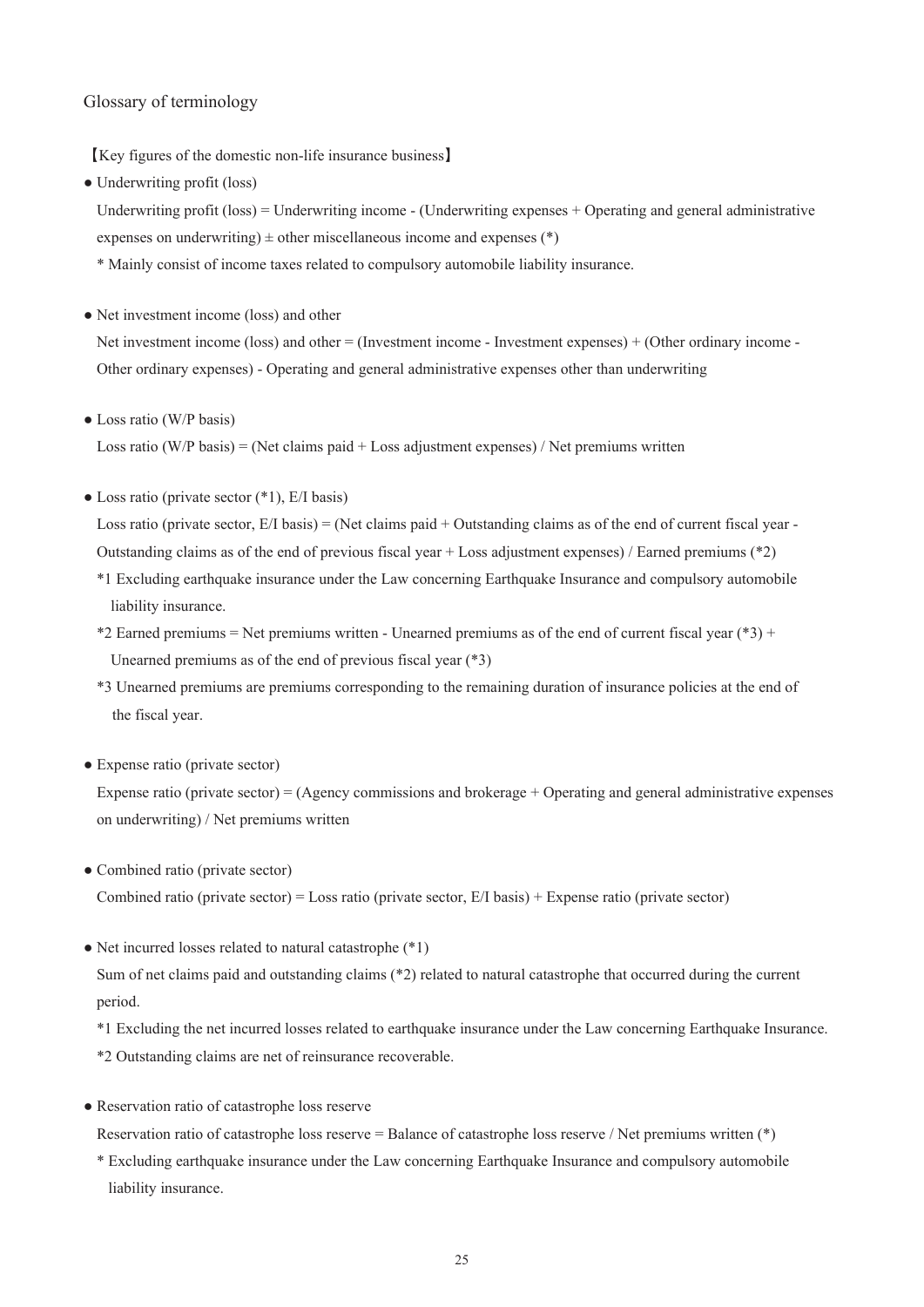## Glossary of terminology

【Key figures of the domestic non-life insurance business】

- Underwriting profit (loss)

  Underwriting profit (loss) = Underwriting income - (Underwriting expenses + Operating and general administrative expenses on underwriting) ± other miscellaneous income and expenses (*)

  * Mainly consist of income taxes related to compulsory automobile liability insurance.

- Net investment income (loss) and other

  Net investment income (loss) and other = (Investment income - Investment expenses) + (Other ordinary income - Other ordinary expenses) - Operating and general administrative expenses other than underwriting

- Loss ratio (W/P basis)

  Loss ratio (W/P basis) = (Net claims paid + Loss adjustment expenses) / Net premiums written

- Loss ratio (private sector (*1), E/I basis)

  Loss ratio (private sector, E/I basis) = (Net claims paid + Outstanding claims as of the end of current fiscal year - Outstanding claims as of the end of previous fiscal year + Loss adjustment expenses) / Earned premiums (*2)

  *1 Excluding earthquake insurance under the Law concerning Earthquake Insurance and compulsory automobile liability insurance.

  *2 Earned premiums = Net premiums written - Unearned premiums as of the end of current fiscal year (*3) + Unearned premiums as of the end of previous fiscal year (*3)

  *3 Unearned premiums are premiums corresponding to the remaining duration of insurance policies at the end of the fiscal year.

- Expense ratio (private sector)

  Expense ratio (private sector) = (Agency commissions and brokerage + Operating and general administrative expenses on underwriting) / Net premiums written

- Combined ratio (private sector)

  Combined ratio (private sector) = Loss ratio (private sector, E/I basis) + Expense ratio (private sector)

- Net incurred losses related to natural catastrophe (*1)

  Sum of net claims paid and outstanding claims (*2) related to natural catastrophe that occurred during the current period.

  *1 Excluding the net incurred losses related to earthquake insurance under the Law concerning Earthquake Insurance.

  *2 Outstanding claims are net of reinsurance recoverable.

- Reservation ratio of catastrophe loss reserve

  Reservation ratio of catastrophe loss reserve = Balance of catastrophe loss reserve / Net premiums written (*)

  * Excluding earthquake insurance under the Law concerning Earthquake Insurance and compulsory automobile liability insurance.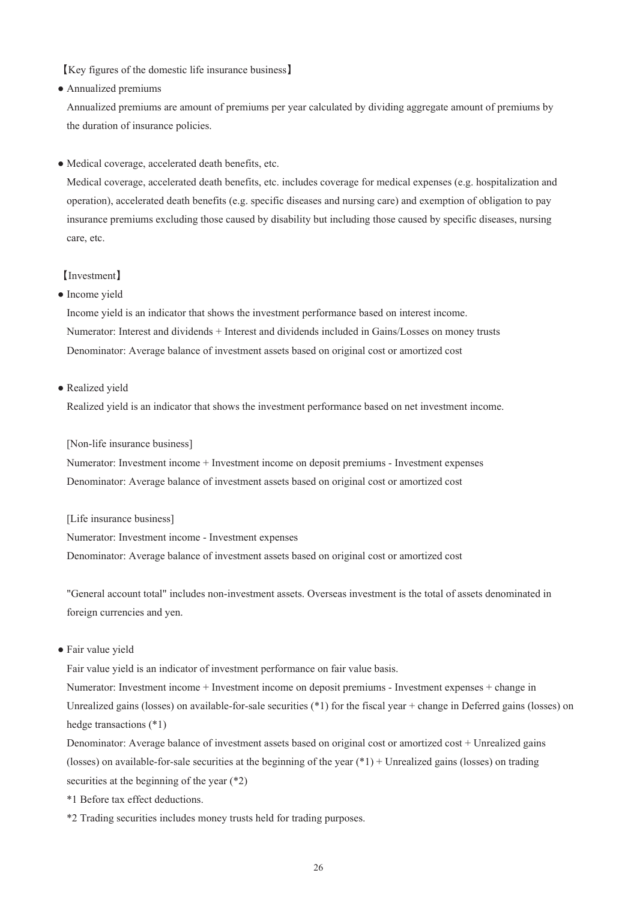【Key figures of the domestic life insurance business】

● Annualized premiums

Annualized premiums are amount of premiums per year calculated by dividing aggregate amount of premiums by the duration of insurance policies.

● Medical coverage, accelerated death benefits, etc.

Medical coverage, accelerated death benefits, etc. includes coverage for medical expenses (e.g. hospitalization and operation), accelerated death benefits (e.g. specific diseases and nursing care) and exemption of obligation to pay insurance premiums excluding those caused by disability but including those caused by specific diseases, nursing care, etc.

【Investment】

● Income yield

Income yield is an indicator that shows the investment performance based on interest income.
Numerator: Interest and dividends + Interest and dividends included in Gains/Losses on money trusts
Denominator: Average balance of investment assets based on original cost or amortized cost

● Realized yield

Realized yield is an indicator that shows the investment performance based on net investment income.

[Non-life insurance business]
Numerator: Investment income + Investment income on deposit premiums - Investment expenses
Denominator: Average balance of investment assets based on original cost or amortized cost

[Life insurance business]
Numerator: Investment income - Investment expenses
Denominator: Average balance of investment assets based on original cost or amortized cost

"General account total" includes non-investment assets. Overseas investment is the total of assets denominated in foreign currencies and yen.

● Fair value yield

Fair value yield is an indicator of investment performance on fair value basis.
Numerator: Investment income + Investment income on deposit premiums - Investment expenses + change in Unrealized gains (losses) on available-for-sale securities (*1) for the fiscal year + change in Deferred gains (losses) on hedge transactions (*1)
Denominator: Average balance of investment assets based on original cost or amortized cost + Unrealized gains (losses) on available-for-sale securities at the beginning of the year (*1) + Unrealized gains (losses) on trading securities at the beginning of the year (*2)

*1 Before tax effect deductions.

*2 Trading securities includes money trusts held for trading purposes.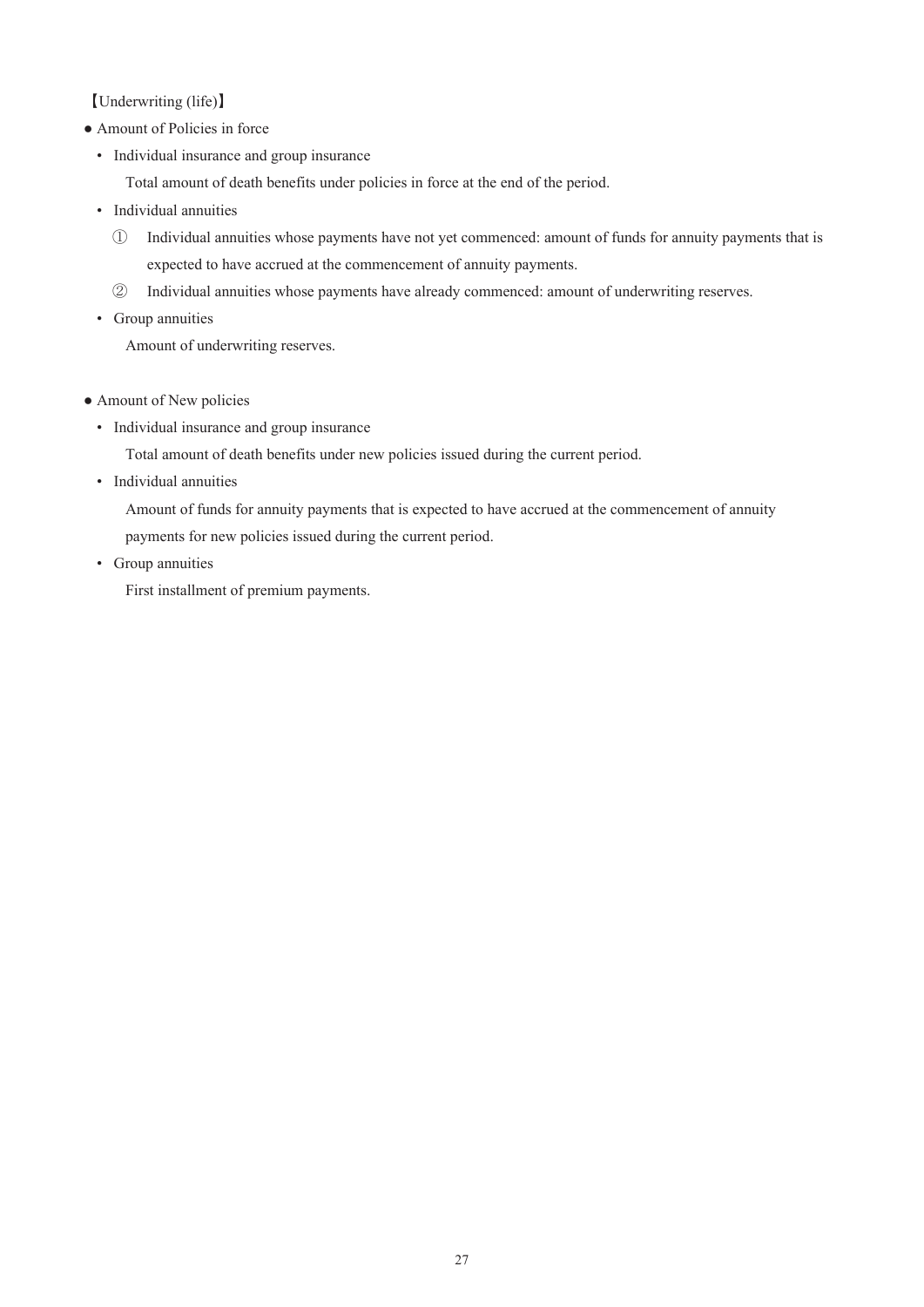【Underwriting (life)】

- Amount of Policies in force
  - Individual insurance and group insurance

    Total amount of death benefits under policies in force at the end of the period.
  - Individual annuities

    ① Individual annuities whose payments have not yet commenced: amount of funds for annuity payments that is expected to have accrued at the commencement of annuity payments.

    ② Individual annuities whose payments have already commenced: amount of underwriting reserves.
  - Group annuities

    Amount of underwriting reserves.

- Amount of New policies
  - Individual insurance and group insurance

    Total amount of death benefits under new policies issued during the current period.
  - Individual annuities

    Amount of funds for annuity payments that is expected to have accrued at the commencement of annuity payments for new policies issued during the current period.
  - Group annuities

    First installment of premium payments.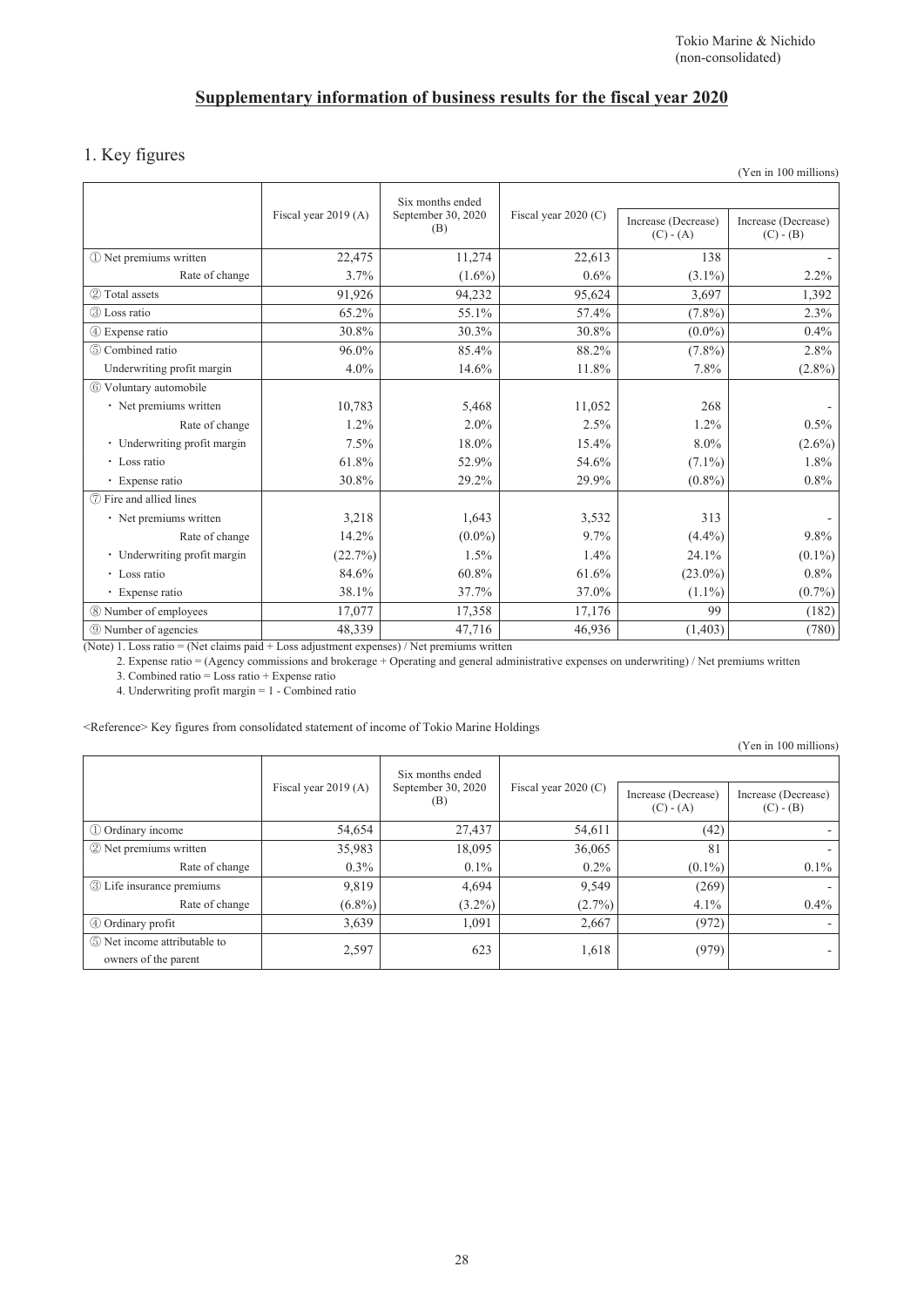Tokio Marine & Nichido
(non-consolidated)

## Supplementary information of business results for the fiscal year 2020

### 1. Key figures

(Yen in 100 millions)

| | Fiscal year 2019 (A) | Six months ended September 30, 2020 (B) | Fiscal year 2020 (C) | Increase (Decrease) (C) - (A) | Increase (Decrease) (C) - (B) |
|---|---|---|---|---|---|
| ① Net premiums written | 22,475 | 11,274 | 22,613 | 138 | - |
| Rate of change | 3.7% | (1.6%) | 0.6% | (3.1%) | 2.2% |
| ② Total assets | 91,926 | 94,232 | 95,624 | 3,697 | 1,392 |
| ③ Loss ratio | 65.2% | 55.1% | 57.4% | (7.8%) | 2.3% |
| ④ Expense ratio | 30.8% | 30.3% | 30.8% | (0.0%) | 0.4% |
| ⑤ Combined ratio | 96.0% | 85.4% | 88.2% | (7.8%) | 2.8% |
| Underwriting profit margin | 4.0% | 14.6% | 11.8% | 7.8% | (2.8%) |
| ⑥ Voluntary automobile | | | | | |
| ・Net premiums written | 10,783 | 5,468 | 11,052 | 268 | - |
| Rate of change | 1.2% | 2.0% | 2.5% | 1.2% | 0.5% |
| ・Underwriting profit margin | 7.5% | 18.0% | 15.4% | 8.0% | (2.6%) |
| ・Loss ratio | 61.8% | 52.9% | 54.6% | (7.1%) | 1.8% |
| ・Expense ratio | 30.8% | 29.2% | 29.9% | (0.8%) | 0.8% |
| ⑦ Fire and allied lines | | | | | |
| ・Net premiums written | 3,218 | 1,643 | 3,532 | 313 | - |
| Rate of change | 14.2% | (0.0%) | 9.7% | (4.4%) | 9.8% |
| ・Underwriting profit margin | (22.7%) | 1.5% | 1.4% | 24.1% | (0.1%) |
| ・Loss ratio | 84.6% | 60.8% | 61.6% | (23.0%) | 0.8% |
| ・Expense ratio | 38.1% | 37.7% | 37.0% | (1.1%) | (0.7%) |
| ⑧ Number of employees | 17,077 | 17,358 | 17,176 | 99 | (182) |
| ⑨ Number of agencies | 48,339 | 47,716 | 46,936 | (1,403) | (780) |

(Note) 1. Loss ratio = (Net claims paid + Loss adjustment expenses) / Net premiums written
2. Expense ratio = (Agency commissions and brokerage + Operating and general administrative expenses on underwriting) / Net premiums written
3. Combined ratio = Loss ratio + Expense ratio
4. Underwriting profit margin = 1 - Combined ratio

<Reference> Key figures from consolidated statement of income of Tokio Marine Holdings

(Yen in 100 millions)

| | Fiscal year 2019 (A) | Six months ended September 30, 2020 (B) | Fiscal year 2020 (C) | Increase (Decrease) (C) - (A) | Increase (Decrease) (C) - (B) |
|---|---|---|---|---|---|
| ① Ordinary income | 54,654 | 27,437 | 54,611 | (42) | - |
| ② Net premiums written | 35,983 | 18,095 | 36,065 | 81 | - |
| Rate of change | 0.3% | 0.1% | 0.2% | (0.1%) | 0.1% |
| ③ Life insurance premiums | 9,819 | 4,694 | 9,549 | (269) | - |
| Rate of change | (6.8%) | (3.2%) | (2.7%) | 4.1% | 0.4% |
| ④ Ordinary profit | 3,639 | 1,091 | 2,667 | (972) | - |
| ⑤ Net income attributable to owners of the parent | 2,597 | 623 | 1,618 | (979) | - |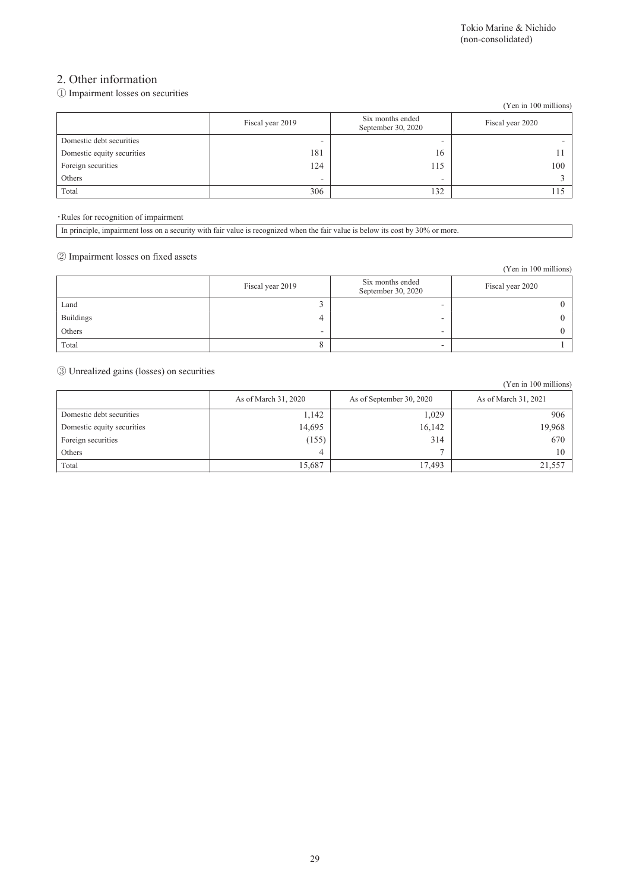Tokio Marine & Nichido
(non-consolidated)

## 2. Other information

### ① Impairment losses on securities

(Yen in 100 millions)

| | Fiscal year 2019 | Six months ended September 30, 2020 | Fiscal year 2020 |
|---|---|---|---|
| Domestic debt securities | - | - | - |
| Domestic equity securities | 181 | 16 | 11 |
| Foreign securities | 124 | 115 | 100 |
| Others | - | - | 3 |
| Total | 306 | 132 | 115 |

・Rules for recognition of impairment

| In principle, impairment loss on a security with fair value is recognized when the fair value is below its cost by 30% or more. |
|---|

### ② Impairment losses on fixed assets

(Yen in 100 millions)

| | Fiscal year 2019 | Six months ended September 30, 2020 | Fiscal year 2020 |
|---|---|---|---|
| Land | 3 | - | 0 |
| Buildings | 4 | - | 0 |
| Others | - | - | 0 |
| Total | 8 | - | 1 |

### ③ Unrealized gains (losses) on securities

(Yen in 100 millions)

| | As of March 31, 2020 | As of September 30, 2020 | As of March 31, 2021 |
|---|---|---|---|
| Domestic debt securities | 1,142 | 1,029 | 906 |
| Domestic equity securities | 14,695 | 16,142 | 19,968 |
| Foreign securities | (155) | 314 | 670 |
| Others | 4 | 7 | 10 |
| Total | 15,687 | 17,493 | 21,557 |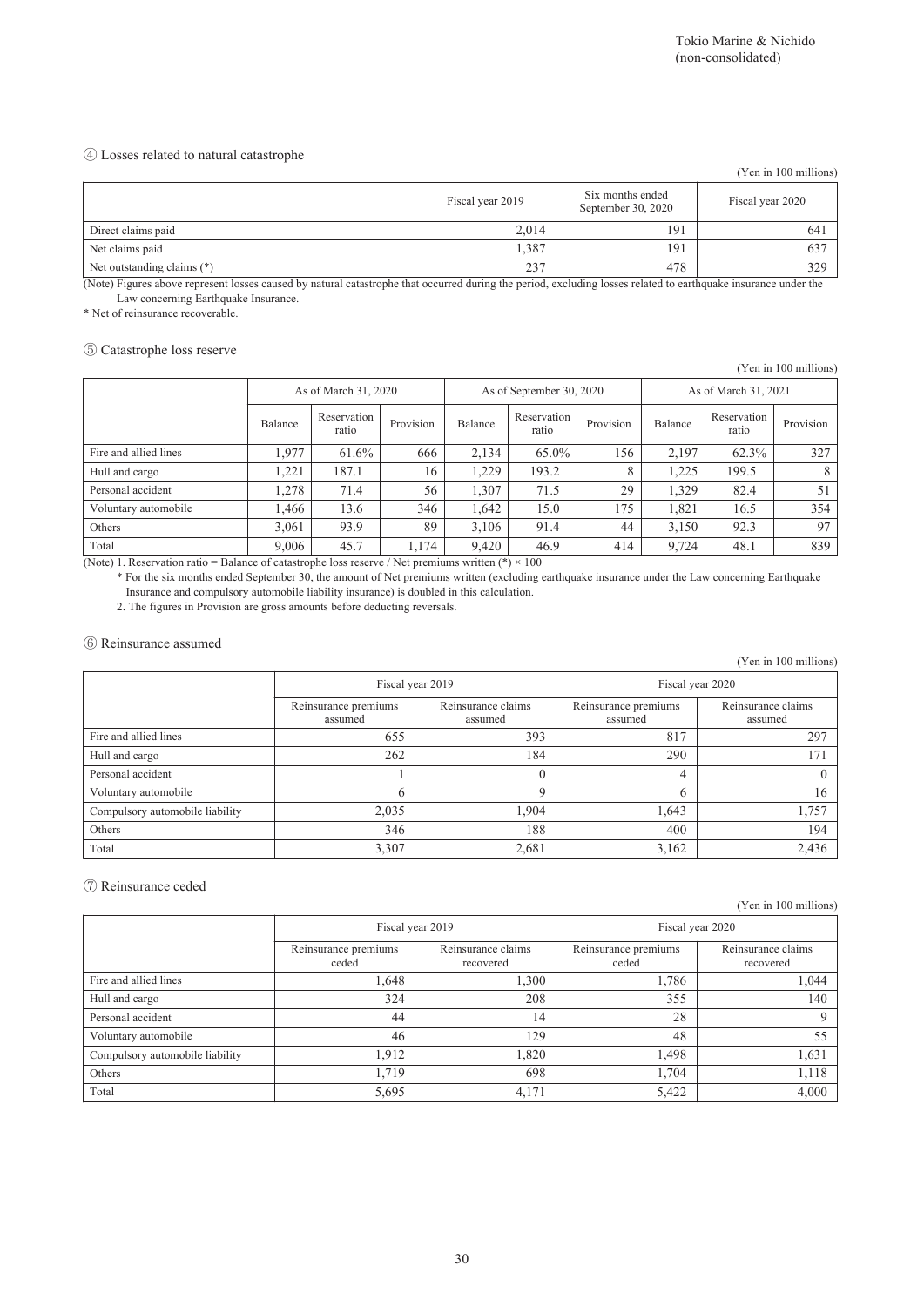④ Losses related to natural catastrophe

(Yen in 100 millions)

| | Fiscal year 2019 | Six months ended September 30, 2020 | Fiscal year 2020 |
|---|---|---|---|
| Direct claims paid | 2,014 | 191 | 641 |
| Net claims paid | 1,387 | 191 | 637 |
| Net outstanding claims (*) | 237 | 478 | 329 |

(Note) Figures above represent losses caused by natural catastrophe that occurred during the period, excluding losses related to earthquake insurance under the Law concerning Earthquake Insurance.

* Net of reinsurance recoverable.

⑤ Catastrophe loss reserve

(Yen in 100 millions)

| | As of March 31, 2020 | | | As of September 30, 2020 | | | As of March 31, 2021 | | |
|---|---|---|---|---|---|---|---|---|---|
| | Balance | Reservation ratio | Provision | Balance | Reservation ratio | Provision | Balance | Reservation ratio | Provision |
| Fire and allied lines | 1,977 | 61.6% | 666 | 2,134 | 65.0% | 156 | 2,197 | 62.3% | 327 |
| Hull and cargo | 1,221 | 187.1 | 16 | 1,229 | 193.2 | 8 | 1,225 | 199.5 | 8 |
| Personal accident | 1,278 | 71.4 | 56 | 1,307 | 71.5 | 29 | 1,329 | 82.4 | 51 |
| Voluntary automobile | 1,466 | 13.6 | 346 | 1,642 | 15.0 | 175 | 1,821 | 16.5 | 354 |
| Others | 3,061 | 93.9 | 89 | 3,106 | 91.4 | 44 | 3,150 | 92.3 | 97 |
| Total | 9,006 | 45.7 | 1,174 | 9,420 | 46.9 | 414 | 9,724 | 48.1 | 839 |

(Note) 1. Reservation ratio = Balance of catastrophe loss reserve / Net premiums written (*) × 100

* For the six months ended September 30, the amount of Net premiums written (excluding earthquake insurance under the Law concerning Earthquake Insurance and compulsory automobile liability insurance) is doubled in this calculation.

2. The figures in Provision are gross amounts before deducting reversals.

⑥ Reinsurance assumed

(Yen in 100 millions)

| | Fiscal year 2019 | | Fiscal year 2020 | |
|---|---|---|---|---|
| | Reinsurance premiums assumed | Reinsurance claims assumed | Reinsurance premiums assumed | Reinsurance claims assumed |
| Fire and allied lines | 655 | 393 | 817 | 297 |
| Hull and cargo | 262 | 184 | 290 | 171 |
| Personal accident | 1 | 0 | 4 | 0 |
| Voluntary automobile | 6 | 9 | 6 | 16 |
| Compulsory automobile liability | 2,035 | 1,904 | 1,643 | 1,757 |
| Others | 346 | 188 | 400 | 194 |
| Total | 3,307 | 2,681 | 3,162 | 2,436 |

⑦ Reinsurance ceded

(Yen in 100 millions)

| | Fiscal year 2019 | | Fiscal year 2020 | |
|---|---|---|---|---|
| | Reinsurance premiums ceded | Reinsurance claims recovered | Reinsurance premiums ceded | Reinsurance claims recovered |
| Fire and allied lines | 1,648 | 1,300 | 1,786 | 1,044 |
| Hull and cargo | 324 | 208 | 355 | 140 |
| Personal accident | 44 | 14 | 28 | 9 |
| Voluntary automobile | 46 | 129 | 48 | 55 |
| Compulsory automobile liability | 1,912 | 1,820 | 1,498 | 1,631 |
| Others | 1,719 | 698 | 1,704 | 1,118 |
| Total | 5,695 | 4,171 | 5,422 | 4,000 |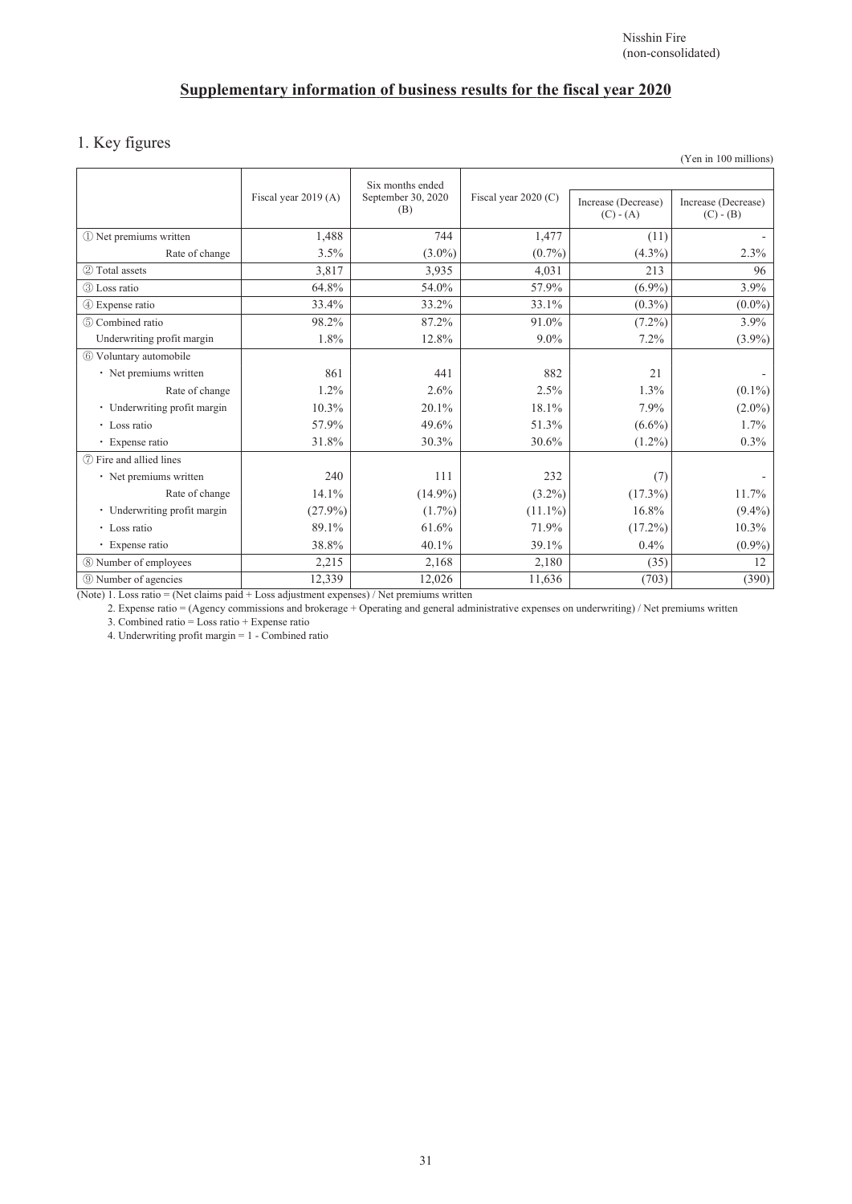Nisshin Fire
(non-consolidated)

# Supplementary information of business results for the fiscal year 2020

## 1. Key figures

(Yen in 100 millions)

| | Fiscal year 2019 (A) | Six months ended September 30, 2020 (B) | Fiscal year 2020 (C) | Increase (Decrease) (C) - (A) | Increase (Decrease) (C) - (B) |
|---|---|---|---|---|---|
| ① Net premiums written | 1,488 | 744 | 1,477 | (11) | - |
| Rate of change | 3.5% | (3.0%) | (0.7%) | (4.3%) | 2.3% |
| ② Total assets | 3,817 | 3,935 | 4,031 | 213 | 96 |
| ③ Loss ratio | 64.8% | 54.0% | 57.9% | (6.9%) | 3.9% |
| ④ Expense ratio | 33.4% | 33.2% | 33.1% | (0.3%) | (0.0%) |
| ⑤ Combined ratio | 98.2% | 87.2% | 91.0% | (7.2%) | 3.9% |
| Underwriting profit margin | 1.8% | 12.8% | 9.0% | 7.2% | (3.9%) |
| ⑥ Voluntary automobile | | | | | |
| ・ Net premiums written | 861 | 441 | 882 | 21 | - |
| Rate of change | 1.2% | 2.6% | 2.5% | 1.3% | (0.1%) |
| ・ Underwriting profit margin | 10.3% | 20.1% | 18.1% | 7.9% | (2.0%) |
| ・ Loss ratio | 57.9% | 49.6% | 51.3% | (6.6%) | 1.7% |
| ・ Expense ratio | 31.8% | 30.3% | 30.6% | (1.2%) | 0.3% |
| ⑦ Fire and allied lines | | | | | |
| ・ Net premiums written | 240 | 111 | 232 | (7) | - |
| Rate of change | 14.1% | (14.9%) | (3.2%) | (17.3%) | 11.7% |
| ・ Underwriting profit margin | (27.9%) | (1.7%) | (11.1%) | 16.8% | (9.4%) |
| ・ Loss ratio | 89.1% | 61.6% | 71.9% | (17.2%) | 10.3% |
| ・ Expense ratio | 38.8% | 40.1% | 39.1% | 0.4% | (0.9%) |
| ⑧ Number of employees | 2,215 | 2,168 | 2,180 | (35) | 12 |
| ⑨ Number of agencies | 12,339 | 12,026 | 11,636 | (703) | (390) |

(Note) 1. Loss ratio = (Net claims paid + Loss adjustment expenses) / Net premiums written

2. Expense ratio = (Agency commissions and brokerage + Operating and general administrative expenses on underwriting) / Net premiums written

3. Combined ratio = Loss ratio + Expense ratio

4. Underwriting profit margin = 1 - Combined ratio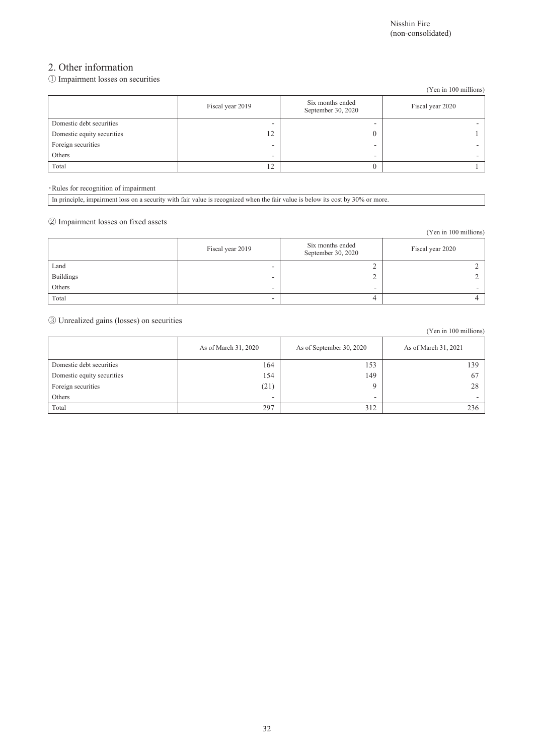Nisshin Fire
(non-consolidated)

## 2. Other information

### ① Impairment losses on securities

(Yen in 100 millions)

| | Fiscal year 2019 | Six months ended September 30, 2020 | Fiscal year 2020 |
|---|---|---|---|
| Domestic debt securities | - | - | - |
| Domestic equity securities | 12 | 0 | 1 |
| Foreign securities | - | - | - |
| Others | - | - | - |
| Total | 12 | 0 | 1 |

・Rules for recognition of impairment

In principle, impairment loss on a security with fair value is recognized when the fair value is below its cost by 30% or more.

### ② Impairment losses on fixed assets

(Yen in 100 millions)

| | Fiscal year 2019 | Six months ended September 30, 2020 | Fiscal year 2020 |
|---|---|---|---|
| Land | - | 2 | 2 |
| Buildings | - | 2 | 2 |
| Others | - | - | - |
| Total | - | 4 | 4 |

### ③ Unrealized gains (losses) on securities

(Yen in 100 millions)

| | As of March 31, 2020 | As of September 30, 2020 | As of March 31, 2021 |
|---|---|---|---|
| Domestic debt securities | 164 | 153 | 139 |
| Domestic equity securities | 154 | 149 | 67 |
| Foreign securities | (21) | 9 | 28 |
| Others | - | - | - |
| Total | 297 | 312 | 236 |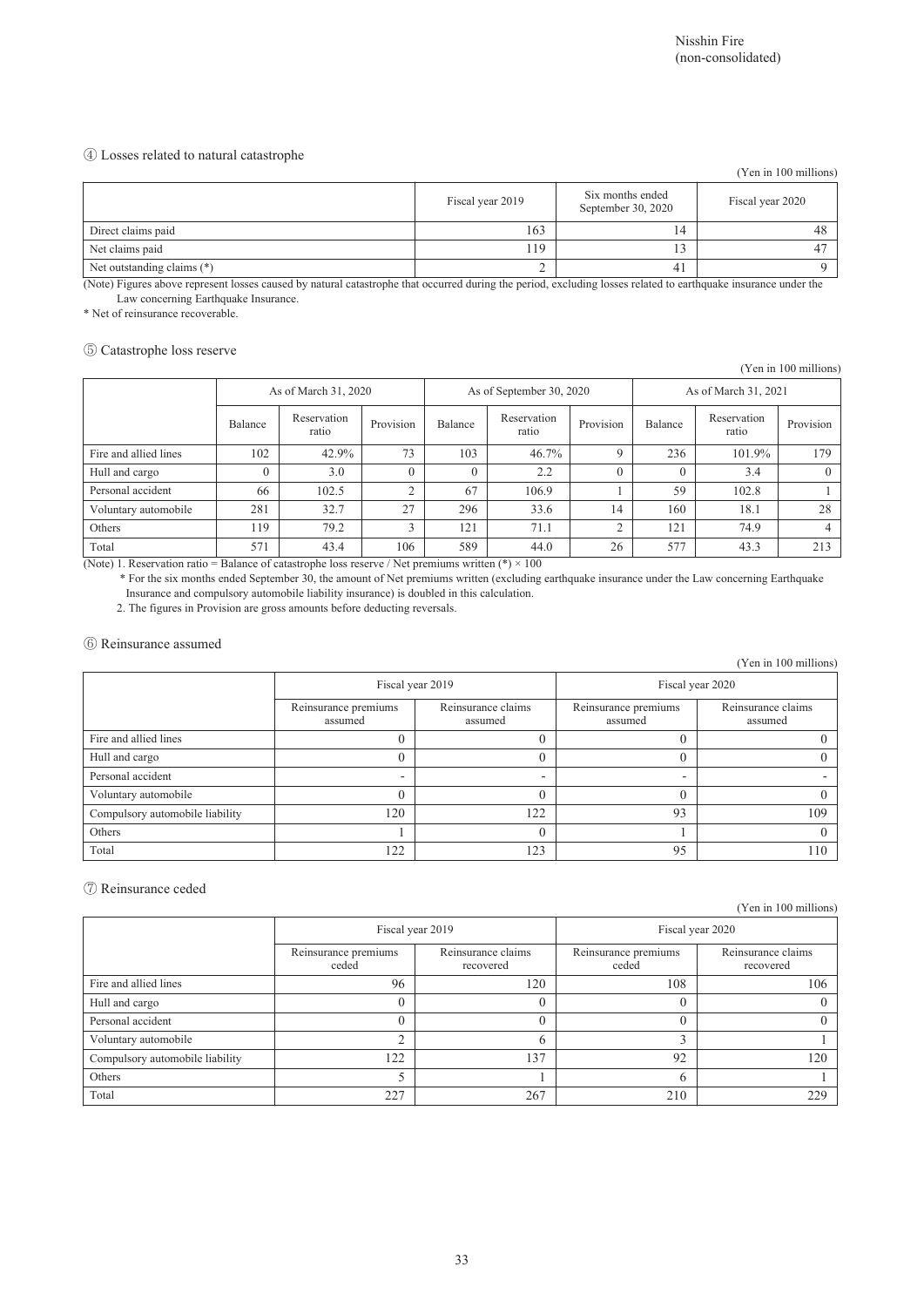Nisshin Fire
(non-consolidated)

④ Losses related to natural catastrophe

(Yen in 100 millions)

| | Fiscal year 2019 | Six months ended September 30, 2020 | Fiscal year 2020 |
|---|---|---|---|
| Direct claims paid | 163 | 14 | 48 |
| Net claims paid | 119 | 13 | 47 |
| Net outstanding claims (*) | 2 | 41 | 9 |

(Note) Figures above represent losses caused by natural catastrophe that occurred during the period, excluding losses related to earthquake insurance under the Law concerning Earthquake Insurance.

* Net of reinsurance recoverable.

⑤ Catastrophe loss reserve

(Yen in 100 millions)

| | As of March 31, 2020 | | | As of September 30, 2020 | | | As of March 31, 2021 | | |
|---|---|---|---|---|---|---|---|---|---|
| | Balance | Reservation ratio | Provision | Balance | Reservation ratio | Provision | Balance | Reservation ratio | Provision |
| Fire and allied lines | 102 | 42.9% | 73 | 103 | 46.7% | 9 | 236 | 101.9% | 179 |
| Hull and cargo | 0 | 3.0 | 0 | 0 | 2.2 | 0 | 0 | 3.4 | 0 |
| Personal accident | 66 | 102.5 | 2 | 67 | 106.9 | 1 | 59 | 102.8 | 1 |
| Voluntary automobile | 281 | 32.7 | 27 | 296 | 33.6 | 14 | 160 | 18.1 | 28 |
| Others | 119 | 79.2 | 3 | 121 | 71.1 | 2 | 121 | 74.9 | 4 |
| Total | 571 | 43.4 | 106 | 589 | 44.0 | 26 | 577 | 43.3 | 213 |

(Note) 1. Reservation ratio = Balance of catastrophe loss reserve / Net premiums written (*) × 100

\* For the six months ended September 30, the amount of Net premiums written (excluding earthquake insurance under the Law concerning Earthquake Insurance and compulsory automobile liability insurance) is doubled in this calculation.

2. The figures in Provision are gross amounts before deducting reversals.

⑥ Reinsurance assumed

(Yen in 100 millions)

| | Fiscal year 2019 | | Fiscal year 2020 | |
|---|---|---|---|---|
| | Reinsurance premiums assumed | Reinsurance claims assumed | Reinsurance premiums assumed | Reinsurance claims assumed |
| Fire and allied lines | 0 | 0 | 0 | 0 |
| Hull and cargo | 0 | 0 | 0 | 0 |
| Personal accident | - | - | - | - |
| Voluntary automobile | 0 | 0 | 0 | 0 |
| Compulsory automobile liability | 120 | 122 | 93 | 109 |
| Others | 1 | 0 | 1 | 0 |
| Total | 122 | 123 | 95 | 110 |

⑦ Reinsurance ceded

(Yen in 100 millions)

| | Fiscal year 2019 | | Fiscal year 2020 | |
|---|---|---|---|---|
| | Reinsurance premiums ceded | Reinsurance claims recovered | Reinsurance premiums ceded | Reinsurance claims recovered |
| Fire and allied lines | 96 | 120 | 108 | 106 |
| Hull and cargo | 0 | 0 | 0 | 0 |
| Personal accident | 0 | 0 | 0 | 0 |
| Voluntary automobile | 2 | 6 | 3 | 1 |
| Compulsory automobile liability | 122 | 137 | 92 | 120 |
| Others | 5 | 1 | 6 | 1 |
| Total | 227 | 267 | 210 | 229 |